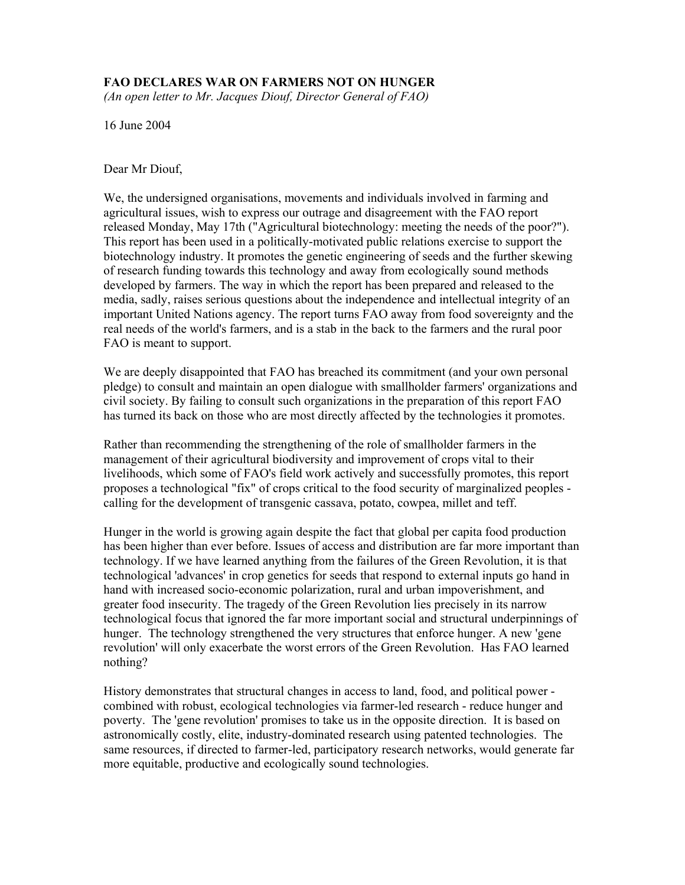**FAO DECLARES WAR ON FARMERS NOT ON HUNGER**
*(An open letter to Mr. Jacques Diouf, Director General of FAO)*

16 June 2004

Dear Mr Diouf,

We, the undersigned organisations, movements and individuals involved in farming and agricultural issues, wish to express our outrage and disagreement with the FAO report released Monday, May 17th ("Agricultural biotechnology: meeting the needs of the poor?"). This report has been used in a politically-motivated public relations exercise to support the biotechnology industry. It promotes the genetic engineering of seeds and the further skewing of research funding towards this technology and away from ecologically sound methods developed by farmers. The way in which the report has been prepared and released to the media, sadly, raises serious questions about the independence and intellectual integrity of an important United Nations agency. The report turns FAO away from food sovereignty and the real needs of the world's farmers, and is a stab in the back to the farmers and the rural poor FAO is meant to support.

We are deeply disappointed that FAO has breached its commitment (and your own personal pledge) to consult and maintain an open dialogue with smallholder farmers' organizations and civil society. By failing to consult such organizations in the preparation of this report FAO has turned its back on those who are most directly affected by the technologies it promotes.

Rather than recommending the strengthening of the role of smallholder farmers in the management of their agricultural biodiversity and improvement of crops vital to their livelihoods, which some of FAO's field work actively and successfully promotes, this report proposes a technological "fix" of crops critical to the food security of marginalized peoples - calling for the development of transgenic cassava, potato, cowpea, millet and teff.

Hunger in the world is growing again despite the fact that global per capita food production has been higher than ever before. Issues of access and distribution are far more important than technology. If we have learned anything from the failures of the Green Revolution, it is that technological 'advances' in crop genetics for seeds that respond to external inputs go hand in hand with increased socio-economic polarization, rural and urban impoverishment, and greater food insecurity. The tragedy of the Green Revolution lies precisely in its narrow technological focus that ignored the far more important social and structural underpinnings of hunger. The technology strengthened the very structures that enforce hunger. A new 'gene revolution' will only exacerbate the worst errors of the Green Revolution. Has FAO learned nothing?

History demonstrates that structural changes in access to land, food, and political power - combined with robust, ecological technologies via farmer-led research - reduce hunger and poverty. The 'gene revolution' promises to take us in the opposite direction. It is based on astronomically costly, elite, industry-dominated research using patented technologies. The same resources, if directed to farmer-led, participatory research networks, would generate far more equitable, productive and ecologically sound technologies.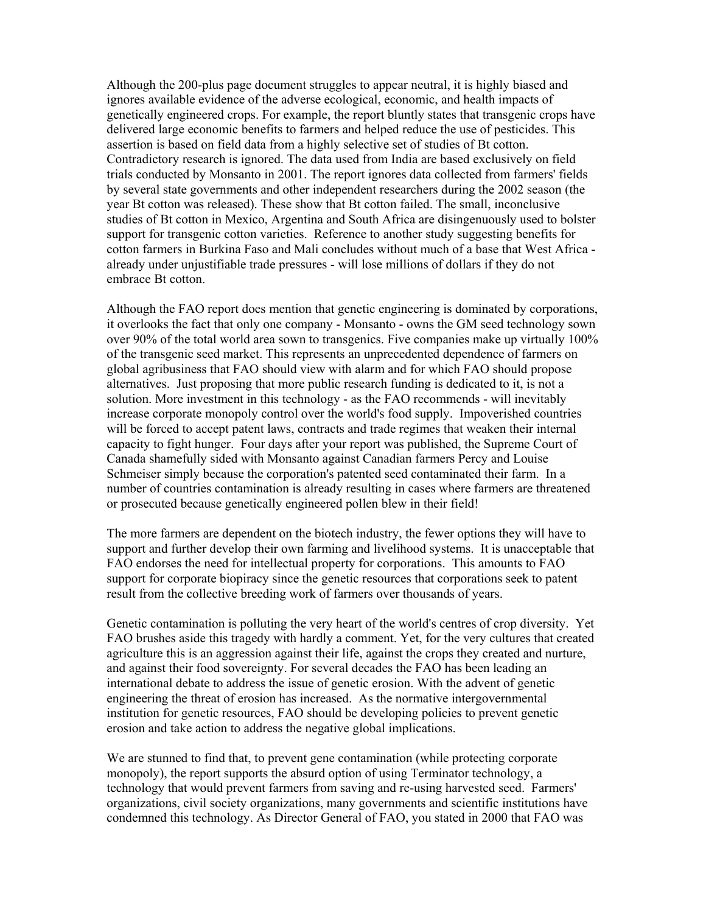Although the 200-plus page document struggles to appear neutral, it is highly biased and ignores available evidence of the adverse ecological, economic, and health impacts of genetically engineered crops. For example, the report bluntly states that transgenic crops have delivered large economic benefits to farmers and helped reduce the use of pesticides. This assertion is based on field data from a highly selective set of studies of Bt cotton. Contradictory research is ignored. The data used from India are based exclusively on field trials conducted by Monsanto in 2001. The report ignores data collected from farmers' fields by several state governments and other independent researchers during the 2002 season (the year Bt cotton was released). These show that Bt cotton failed. The small, inconclusive studies of Bt cotton in Mexico, Argentina and South Africa are disingenuously used to bolster support for transgenic cotton varieties. Reference to another study suggesting benefits for cotton farmers in Burkina Faso and Mali concludes without much of a base that West Africa - already under unjustifiable trade pressures - will lose millions of dollars if they do not embrace Bt cotton.

Although the FAO report does mention that genetic engineering is dominated by corporations, it overlooks the fact that only one company - Monsanto - owns the GM seed technology sown over 90% of the total world area sown to transgenics. Five companies make up virtually 100% of the transgenic seed market. This represents an unprecedented dependence of farmers on global agribusiness that FAO should view with alarm and for which FAO should propose alternatives. Just proposing that more public research funding is dedicated to it, is not a solution. More investment in this technology - as the FAO recommends - will inevitably increase corporate monopoly control over the world's food supply. Impoverished countries will be forced to accept patent laws, contracts and trade regimes that weaken their internal capacity to fight hunger. Four days after your report was published, the Supreme Court of Canada shamefully sided with Monsanto against Canadian farmers Percy and Louise Schmeiser simply because the corporation's patented seed contaminated their farm. In a number of countries contamination is already resulting in cases where farmers are threatened or prosecuted because genetically engineered pollen blew in their field!

The more farmers are dependent on the biotech industry, the fewer options they will have to support and further develop their own farming and livelihood systems. It is unacceptable that FAO endorses the need for intellectual property for corporations. This amounts to FAO support for corporate biopiracy since the genetic resources that corporations seek to patent result from the collective breeding work of farmers over thousands of years.

Genetic contamination is polluting the very heart of the world's centres of crop diversity. Yet FAO brushes aside this tragedy with hardly a comment. Yet, for the very cultures that created agriculture this is an aggression against their life, against the crops they created and nurture, and against their food sovereignty. For several decades the FAO has been leading an international debate to address the issue of genetic erosion. With the advent of genetic engineering the threat of erosion has increased. As the normative intergovernmental institution for genetic resources, FAO should be developing policies to prevent genetic erosion and take action to address the negative global implications.

We are stunned to find that, to prevent gene contamination (while protecting corporate monopoly), the report supports the absurd option of using Terminator technology, a technology that would prevent farmers from saving and re-using harvested seed. Farmers' organizations, civil society organizations, many governments and scientific institutions have condemned this technology. As Director General of FAO, you stated in 2000 that FAO was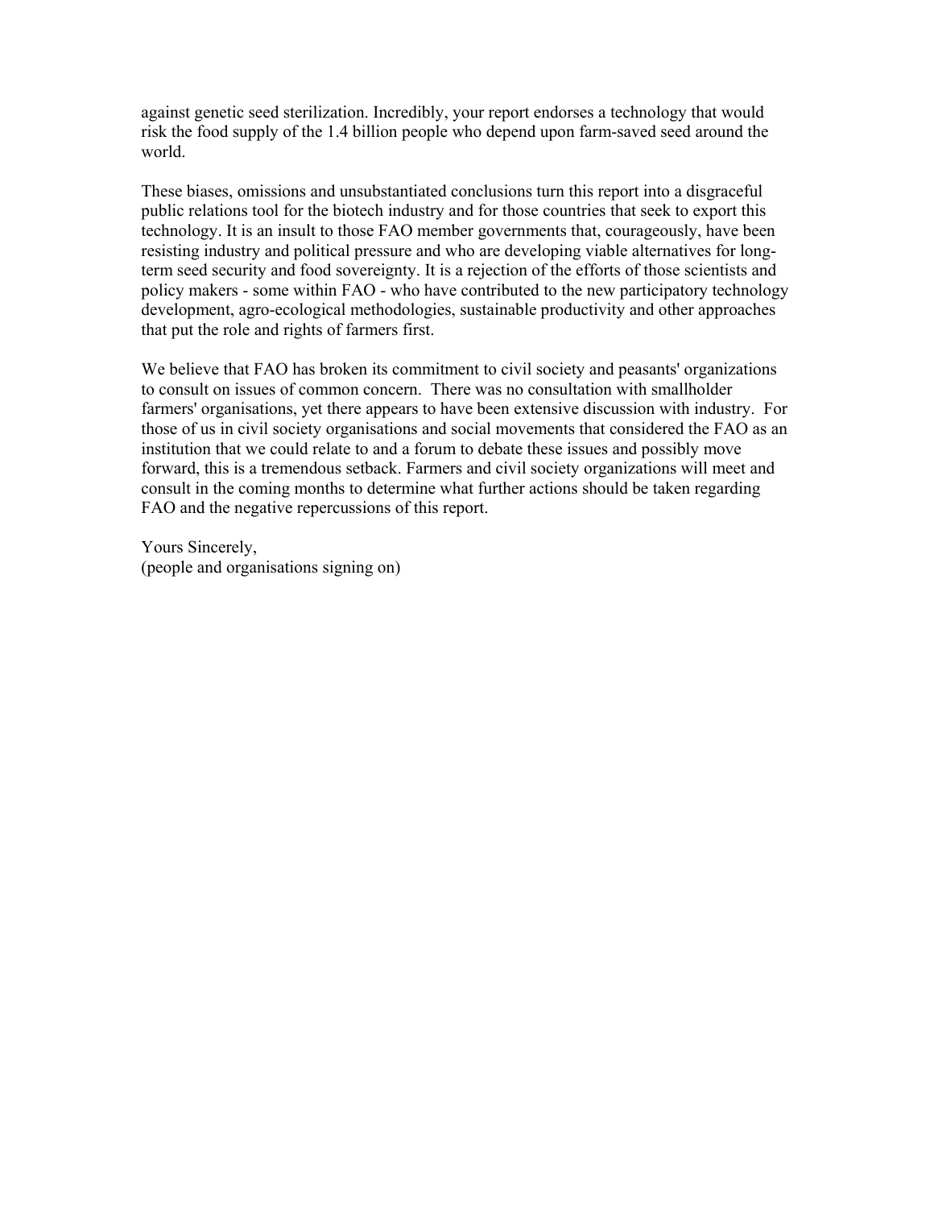against genetic seed sterilization. Incredibly, your report endorses a technology that would risk the food supply of the 1.4 billion people who depend upon farm-saved seed around the world.

These biases, omissions and unsubstantiated conclusions turn this report into a disgraceful public relations tool for the biotech industry and for those countries that seek to export this technology. It is an insult to those FAO member governments that, courageously, have been resisting industry and political pressure and who are developing viable alternatives for long-term seed security and food sovereignty. It is a rejection of the efforts of those scientists and policy makers - some within FAO - who have contributed to the new participatory technology development, agro-ecological methodologies, sustainable productivity and other approaches that put the role and rights of farmers first.

We believe that FAO has broken its commitment to civil society and peasants' organizations to consult on issues of common concern. There was no consultation with smallholder farmers' organisations, yet there appears to have been extensive discussion with industry. For those of us in civil society organisations and social movements that considered the FAO as an institution that we could relate to and a forum to debate these issues and possibly move forward, this is a tremendous setback. Farmers and civil society organizations will meet and consult in the coming months to determine what further actions should be taken regarding FAO and the negative repercussions of this report.

Yours Sincerely,
(people and organisations signing on)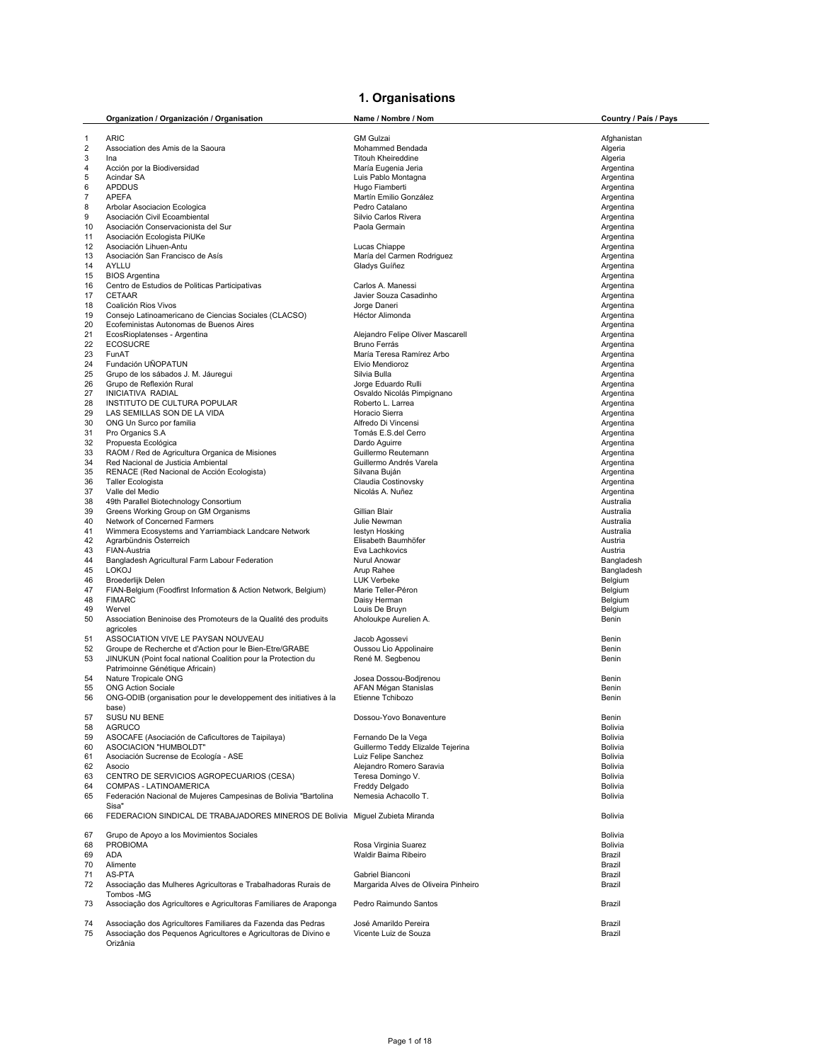# 1. Organisations

| | Organization / Organización / Organisation | Name / Nombre / Nom | Country / País / Pays |
|---|---|---|---|
| 1 | ARIC | GM Gulzai | Afghanistan |
| 2 | Association des Amis de la Saoura | Mohammed Bendada | Algeria |
| 3 | Ina | Titouh Kheireddine | Algeria |
| 4 | Acción por la Biodiversidad | María Eugenia Jeria | Argentina |
| 5 | Acindar SA | Luis Pablo Montagna | Argentina |
| 6 | APDDUS | Hugo Fiamberti | Argentina |
| 7 | APEFA | Martín Emilio González | Argentina |
| 8 | Arbolar Asociacion Ecologica | Pedro Catalano | Argentina |
| 9 | Asociación Civil Ecoambiental | Silvio Carlos Rivera | Argentina |
| 10 | Asociación Conservacionista del Sur | Paola Germain | Argentina |
| 11 | Asociación Ecologista PiUKe | | Argentina |
| 12 | Asociación Lihuen-Antu | Lucas Chiappe | Argentina |
| 13 | Asociación San Francisco de Asís | María del Carmen Rodriguez | Argentina |
| 14 | AYLLU | Gladys Guíñez | Argentina |
| 15 | BIOS Argentina | | Argentina |
| 16 | Centro de Estudios de Politicas Participativas | Carlos A. Manessi | Argentina |
| 17 | CETAAR | Javier Souza Casadinho | Argentina |
| 18 | Coalición Rios Vivos | Jorge Daneri | Argentina |
| 19 | Consejo Latinoamericano de Ciencias Sociales (CLACSO) | Héctor Alimonda | Argentina |
| 20 | Ecofeministas Autonomas de Buenos Aires | | Argentina |
| 21 | EcosRioplatenses - Argentina | Alejandro Felipe Oliver Mascarell | Argentina |
| 22 | ECOSUCRE | Bruno Ferrás | Argentina |
| 23 | FunAT | María Teresa Ramírez Arbo | Argentina |
| 24 | Fundación UÑOPATUN | Elvio Mendioroz | Argentina |
| 25 | Grupo de los sábados J. M. Jáuregui | Silvia Bulla | Argentina |
| 26 | Grupo de Reflexión Rural | Jorge Eduardo Rulli | Argentina |
| 27 | INICIATIVA RADIAL | Osvaldo Nicolás Pimpignano | Argentina |
| 28 | INSTITUTO DE CULTURA POPULAR | Roberto L. Larrea | Argentina |
| 29 | LAS SEMILLAS SON DE LA VIDA | Horacio Sierra | Argentina |
| 30 | ONG Un Surco por familia | Alfredo Di Vincensi | Argentina |
| 31 | Pro Organics S.A | Tomás E.S.del Cerro | Argentina |
| 32 | Propuesta Ecológica | Dardo Aguirre | Argentina |
| 33 | RAOM / Red de Agricultura Organica de Misiones | Guillermo Reutemann | Argentina |
| 34 | Red Nacional de Justicia Ambiental | Guillermo Andrés Varela | Argentina |
| 35 | RENACE (Red Nacional de Acción Ecologista) | Silvana Buján | Argentina |
| 36 | Taller Ecologista | Claudia Costinovsky | Argentina |
| 37 | Valle del Medio | Nicolás A. Nuñez | Argentina |
| 38 | 49th Parallel Biotechnology Consortium | | Australia |
| 39 | Greens Working Group on GM Organisms | Gillian Blair | Australia |
| 40 | Network of Concerned Farmers | Julie Newman | Australia |
| 41 | Wimmera Ecosystems and Yarriambiack Landcare Network | Iestyn Hosking | Australia |
| 42 | Agrarbündnis Österreich | Elisabeth Baumhöfer | Austria |
| 43 | FIAN-Austria | Eva Lachkovics | Austria |
| 44 | Bangladesh Agricultural Farm Labour Federation | Nurul Anowar | Bangladesh |
| 45 | LOKOJ | Arup Rahee | Bangladesh |
| 46 | Broederlijk Delen | LUK Verbeke | Belgium |
| 47 | FIAN-Belgium (Foodfirst Information & Action Network, Belgium) | Marie Teller-Péron | Belgium |
| 48 | FIMARC | Daisy Herman | Belgium |
| 49 | Wervel | Louis De Bruyn | Belgium |
| 50 | Association Beninoise des Promoteurs de la Qualité des produits agricoles | Aholoukpe Aurelien A. | Benin |
| 51 | ASSOCIATION VIVE LE PAYSAN NOUVEAU | Jacob Agossevi | Benin |
| 52 | Groupe de Recherche et d'Action pour le Bien-Etre/GRABE | Oussou Lio Appolinaire | Benin |
| 53 | JINUKUN (Point focal national Coalition pour la Protection du Patrimoinne Génétique Africain) | René M. Segbenou | Benin |
| 54 | Nature Tropicale ONG | Josea Dossou-Bodjrenou | Benin |
| 55 | ONG Action Sociale | AFAN Mégan Stanislas | Benin |
| 56 | ONG-ODIB (organisation pour le developpement des initiatives à la base) | Etienne Tchibozo | Benin |
| 57 | SUSU NU BENE | Dossou-Yovo Bonaventure | Benin |
| 58 | AGRUCO | | Bolivia |
| 59 | ASOCAFE (Asociación de Caficultores de Taipilaya) | Fernando De la Vega | Bolivia |
| 60 | ASOCIACION "HUMBOLDT" | Guillermo Teddy Elizalde Tejerina | Bolivia |
| 61 | Asociación Sucrense de Ecología - ASE | Luiz Felipe Sanchez | Bolivia |
| 62 | Asocio | Alejandro Romero Saravia | Bolivia |
| 63 | CENTRO DE SERVICIOS AGROPECUARIOS (CESA) | Teresa Domingo V. | Bolivia |
| 64 | COMPAS - LATINOAMERICA | Freddy Delgado | Bolivia |
| 65 | Federación Nacional de Mujeres Campesinas de Bolivia "Bartolina Sisa" | Nemesia Achacollo T. | Bolivia |
| 66 | FEDERACION SINDICAL DE TRABAJADORES MINEROS DE Bolivia | Miguel Zubieta Miranda | Bolivia |
| 67 | Grupo de Apoyo a los Movimientos Sociales | | Bolivia |
| 68 | PROBIOMA | Rosa Virginia Suarez | Bolivia |
| 69 | ADA | Waldir Baima Ribeiro | Brazil |
| 70 | Alimente | | Brazil |
| 71 | AS-PTA | Gabriel Bianconi | Brazil |
| 72 | Associação das Mulheres Agricultoras e Trabalhadoras Rurais de Tombos -MG | Margarida Alves de Oliveira Pinheiro | Brazil |
| 73 | Associação dos Agricultores e Agricultoras Familiares de Araponga | Pedro Raimundo Santos | Brazil |
| 74 | Associação dos Agricultores Familiares da Fazenda das Pedras | José Amarildo Pereira | Brazil |
| 75 | Associação dos Pequenos Agricultores e Agricultoras de Divino e Orizânia | Vicente Luiz de Souza | Brazil |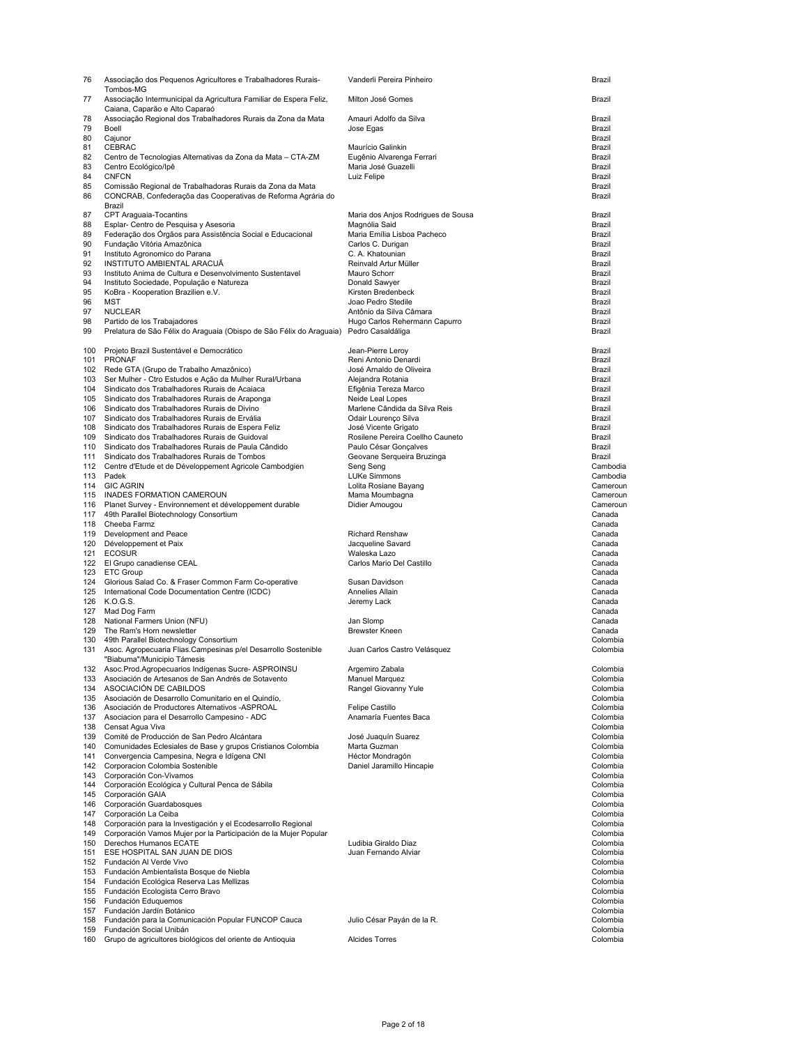| | | | |
|---|---|---|---|
| 76 | Associação dos Pequenos Agricultores e Trabalhadores Rurais-Tombos-MG | Vanderli Pereira Pinheiro | Brazil |
| 77 | Associação Intermunicipal da Agricultura Familiar de Espera Feliz, Caiana, Caparão e Alto Caparaó | Milton José Gomes | Brazil |
| 78 | Associação Regional dos Trabalhadores Rurais da Zona da Mata | Amauri Adolfo da Silva | Brazil |
| 79 | Boell | Jose Egas | Brazil |
| 80 | Cajunor | | Brazil |
| 81 | CEBRAC | Maurício Galinkin | Brazil |
| 82 | Centro de Tecnologias Alternativas da Zona da Mata – CTA-ZM | Eugênio Alvarenga Ferrari | Brazil |
| 83 | Centro Ecológico/Ipê | Maria José Guazelli | Brazil |
| 84 | CNFCN | Luiz Felipe | Brazil |
| 85 | Comissão Regional de Trabalhadoras Rurais da Zona da Mata | | Brazil |
| 86 | CONCRAB, Confederação das Cooperativas de Reforma Agrária do Brazil | | Brazil |
| 87 | CPT Araguaia-Tocantins | Maria dos Anjos Rodrigues de Sousa | Brazil |
| 88 | Esplar- Centro de Pesquisa y Asesoria | Magnólia Said | Brazil |
| 89 | Federação dos Órgãos para Assistência Social e Educacional | Maria Emília Lisboa Pacheco | Brazil |
| 90 | Fundação Vitória Amazônica | Carlos C. Durigan | Brazil |
| 91 | Instituto Agronomico do Parana | C. A. Khatounian | Brazil |
| 92 | INSTITUTO AMBIENTAL ARACUÃ | Reinvald Artur Müller | Brazil |
| 93 | Instituto Anima de Cultura e Desenvolvimento Sustentavel | Mauro Schorr | Brazil |
| 94 | Instituto Sociedade, População e Natureza | Donald Sawyer | Brazil |
| 95 | KoBra - Kooperation Brazilien e.V. | Kirsten Bredenbeck | Brazil |
| 96 | MST | Joao Pedro Stedile | Brazil |
| 97 | NUCLEAR | Antônio da Silva Câmara | Brazil |
| 98 | Partido de los Trabajadores | Hugo Carlos Rehermann Capurro | Brazil |
| 99 | Prelatura de São Félix do Araguaia (Obispo de São Félix do Araguaia) | Pedro Casaldáliga | Brazil |
| 100 | Projeto Brazil Sustentável e Democrático | Jean-Pierre Leroy | Brazil |
| 101 | PRONAF | Reni Antonio Denardi | Brazil |
| 102 | Rede GTA (Grupo de Trabalho Amazônico) | José Arnaldo de Oliveira | Brazil |
| 103 | Ser Mulher - Ctro Estudos e Ação da Mulher Rural/Urbana | Alejandra Rotania | Brazil |
| 104 | Sindicato dos Trabalhadores Rurais de Acaiaca | Efigênia Tereza Marco | Brazil |
| 105 | Sindicato dos Trabalhadores Rurais de Araponga | Neide Leal Lopes | Brazil |
| 106 | Sindicato dos Trabalhadores Rurais de Divino | Marlene Cândida da Silva Reis | Brazil |
| 107 | Sindicato dos Trabalhadores Rurais de Ervália | Odair Lourenço Silva | Brazil |
| 108 | Sindicato dos Trabalhadores Rurais de Espera Feliz | José Vicente Grigato | Brazil |
| 109 | Sindicato dos Trabalhadores Rurais de Guidoval | Rosilene Pereira Coellho Cauneto | Brazil |
| 110 | Sindicato dos Trabalhadores Rurais de Paula Cândido | Paulo César Gonçalves | Brazil |
| 111 | Sindicato dos Trabalhadores Rurais de Tombos | Geovane Serqueira Bruzinga | Brazil |
| 112 | Centre d'Etude et de Développement Agricole Cambodgien | Seng Seng | Cambodia |
| 113 | Padek | LUKe Simmons | Cambodia |
| 114 | GIC AGRIN | Lolita Rosiane Bayang | Cameroun |
| 115 | INADES FORMATION CAMEROUN | Mama Moumbagna | Cameroun |
| 116 | Planet Survey - Environnement et développement durable | Didier Amougou | Cameroun |
| 117 | 49th Parallel Biotechnology Consortium | | Canada |
| 118 | Cheeba Farmz | | Canada |
| 119 | Development and Peace | Richard Renshaw | Canada |
| 120 | Développement et Paix | Jacqueline Savard | Canada |
| 121 | ECOSUR | Waleska Lazo | Canada |
| 122 | El Grupo canadiense CEAL | Carlos Mario Del Castillo | Canada |
| 123 | ETC Group | | Canada |
| 124 | Glorious Salad Co. & Fraser Common Farm Co-operative | Susan Davidson | Canada |
| 125 | International Code Documentation Centre (ICDC) | Annelies Allain | Canada |
| 126 | K.O.G.S. | Jeremy Lack | Canada |
| 127 | Mad Dog Farm | | Canada |
| 128 | National Farmers Union (NFU) | Jan Slomp | Canada |
| 129 | The Ram's Horn newsletter | Brewster Kneen | Canada |
| 130 | 49th Parallel Biotechnology Consortium | | Colombia |
| 131 | Asoc. Agropecuaria Flias.Campesinas p/el Desarrollo Sostenible "Biabuma"/Municipio Támesis | Juan Carlos Castro Velásquez | Colombia |
| 132 | Asoc.Prod.Agropecuarios Indígenas Sucre- ASPROINSU | Argemiro Zabala | Colombia |
| 133 | Asociación de Artesanos de San Andrés de Sotavento | Manuel Marquez | Colombia |
| 134 | ASOCIACIÓN DE CABILDOS | Rangel Giovanny Yule | Colombia |
| 135 | Asociación de Desarrollo Comunitario en el Quindío, | | Colombia |
| 136 | Asociación de Productores Alternativos -ASPROAL | Felipe Castillo | Colombia |
| 137 | Asociacion para el Desarrollo Campesino - ADC | Anamaría Fuentes Baca | Colombia |
| 138 | Censat Agua Viva | | Colombia |
| 139 | Comité de Producción de San Pedro Alcántara | José Juaquín Suarez | Colombia |
| 140 | Comunidades Eclesiales de Base y grupos Cristianos Colombia | Marta Guzman | Colombia |
| 141 | Convergencia Campesina, Negra e Idígena CNI | Héctor Mondragón | Colombia |
| 142 | Corporacion Colombia Sostenible | Daniel Jaramillo Hincapie | Colombia |
| 143 | Corporación Con-Vivamos | | Colombia |
| 144 | Corporación Ecológica y Cultural Penca de Sábila | | Colombia |
| 145 | Corporación GAIA | | Colombia |
| 146 | Corporación Guardabosques | | Colombia |
| 147 | Corporación La Ceiba | | Colombia |
| 148 | Corporación para la Investigación y el Ecodesarrollo Regional | | Colombia |
| 149 | Corporación Vamos Mujer por la Participación de la Mujer Popular | | Colombia |
| 150 | Derechos Humanos ECATE | Ludibia Giraldo Diaz | Colombia |
| 151 | ESE HOSPITAL SAN JUAN DE DIOS | Juan Fernando Alviar | Colombia |
| 152 | Fundación Al Verde Vivo | | Colombia |
| 153 | Fundación Ambientalista Bosque de Niebla | | Colombia |
| 154 | Fundación Ecológica Reserva Las Mellizas | | Colombia |
| 155 | Fundación Ecologista Cerro Bravo | | Colombia |
| 156 | Fundación Eduquemos | | Colombia |
| 157 | Fundación Jardín Botánico | | Colombia |
| 158 | Fundación para la Comunicación Popular FUNCOP Cauca | Julio César Payán de la R. | Colombia |
| 159 | Fundación Social Unibán | | Colombia |
| 160 | Grupo de agricultores biológicos del oriente de Antioquia | Alcides Torres | Colombia |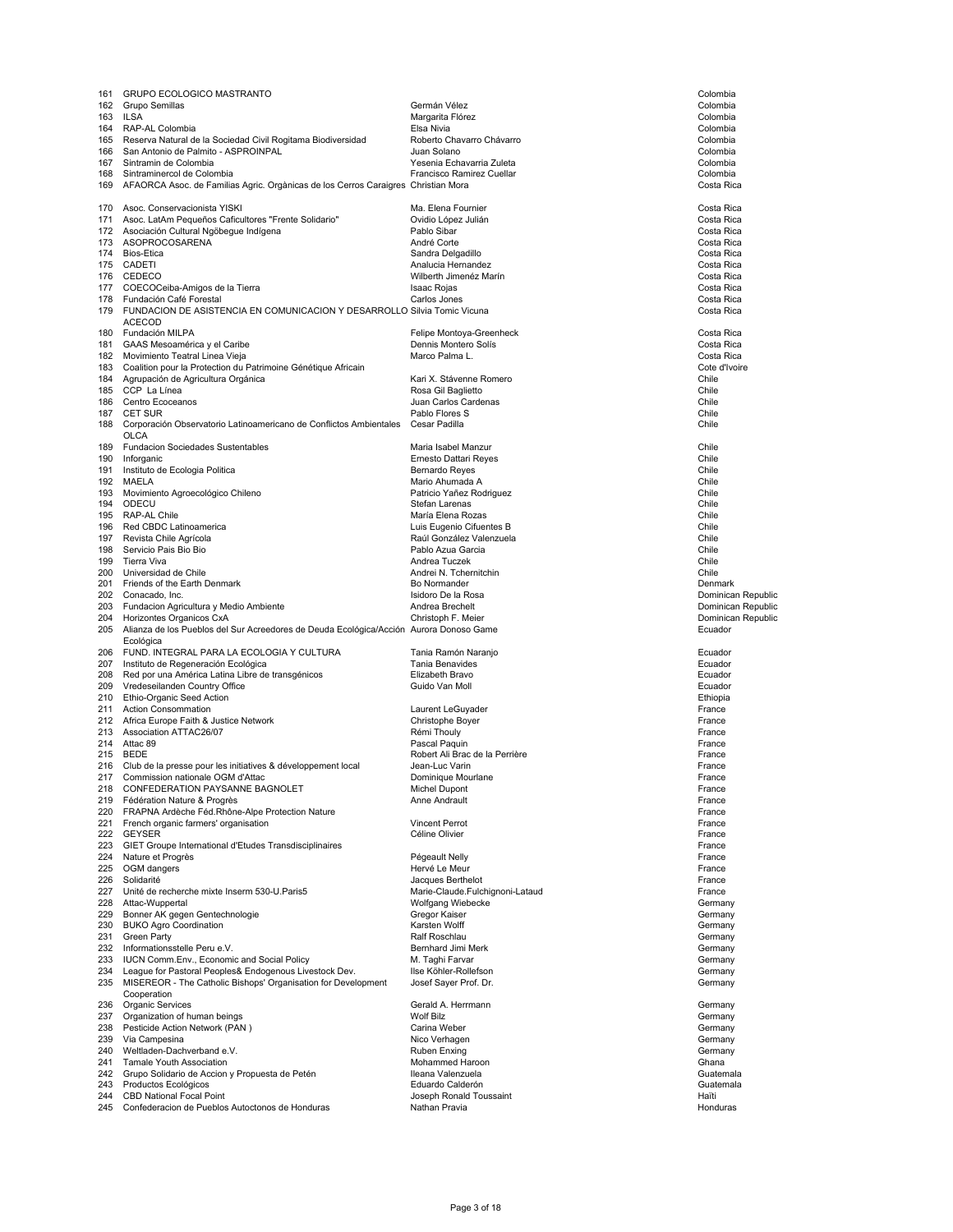| No. | Organization | Contact | Country |
|---|---|---|---|
| 161 | GRUPO ECOLOGICO MASTRANTO | | Colombia |
| 162 | Grupo Semillas | Germán Vélez | Colombia |
| 163 | ILSA | Margarita Flórez | Colombia |
| 164 | RAP-AL Colombia | Elsa Nivia | Colombia |
| 165 | Reserva Natural de la Sociedad Civil Rogitama Biodiversidad | Roberto Chavarro Chávarro | Colombia |
| 166 | San Antonio de Palmito - ASPROINPAL | Juan Solano | Colombia |
| 167 | Sintramin de Colombia | Yesenia Echavarria Zuleta | Colombia |
| 168 | Sintraminercol de Colombia | Francisco Ramirez Cuellar | Colombia |
| 169 | AFAORCA Asoc. de Familias Agric. Orgànicas de los Cerros Caraigres | Christian Mora | Costa Rica |
| 170 | Asoc. Conservacionista YISKI | Ma. Elena Fournier | Costa Rica |
| 171 | Asoc. LatAm Pequeños Caficultores "Frente Solidario" | Ovidio López Julián | Costa Rica |
| 172 | Asociación Cultural Ngöbegue Indígena | Pablo Sibar | Costa Rica |
| 173 | ASOPROCOSARENA | André Corte | Costa Rica |
| 174 | Bios-Etica | Sandra Delgadillo | Costa Rica |
| 175 | CADETI | Analucia Hernandez | Costa Rica |
| 176 | CEDECO | Wilberth Jimenéz Marín | Costa Rica |
| 177 | COECOCeiba-Amigos de la Tierra | Isaac Rojas | Costa Rica |
| 178 | Fundación Café Forestal | Carlos Jones | Costa Rica |
| 179 | FUNDACION DE ASISTENCIA EN COMUNICACION Y DESARROLLO ACECOD | Silvia Tomic Vicuna | Costa Rica |
| 180 | Fundación MILPA | Felipe Montoya-Greenheck | Costa Rica |
| 181 | GAAS Mesoamérica y el Caribe | Dennis Montero Solís | Costa Rica |
| 182 | Movimiento Teatral Linea Vieja | Marco Palma L. | Costa Rica |
| 183 | Coalition pour la Protection du Patrimoine Génétique Africain | | Cote d'Ivoire |
| 184 | Agrupación de Agricultura Orgánica | Kari X. Stávenne Romero | Chile |
| 185 | CCP La Línea | Rosa Gil Baglietto | Chile |
| 186 | Centro Ecoceanos | Juan Carlos Cardenas | Chile |
| 187 | CET SUR | Pablo Flores S | Chile |
| 188 | Corporación Observatorio Latinoamericano de Conflictos Ambientales OLCA | Cesar Padilla | Chile |
| 189 | Fundacion Sociedades Sustentables | Maria Isabel Manzur | Chile |
| 190 | Inforganic | Ernesto Dattari Reyes | Chile |
| 191 | Instituto de Ecologia Politica | Bernardo Reyes | Chile |
| 192 | MAELA | Mario Ahumada A | Chile |
| 193 | Movimiento Agroecológico Chileno | Patricio Yañez Rodriguez | Chile |
| 194 | ODECU | Stefan Larenas | Chile |
| 195 | RAP-AL Chile | María Elena Rozas | Chile |
| 196 | Red CBDC Latinoamerica | Luis Eugenio Cifuentes B | Chile |
| 197 | Revista Chile Agrícola | Raúl González Valenzuela | Chile |
| 198 | Servicio Pais Bio Bio | Pablo Azua Garcia | Chile |
| 199 | Tierra Viva | Andrea Tuczek | Chile |
| 200 | Universidad de Chile | Andrei N. Tchernitchin | Chile |
| 201 | Friends of the Earth Denmark | Bo Normander | Denmark |
| 202 | Conacado, Inc. | Isidoro De la Rosa | Dominican Republic |
| 203 | Fundacion Agricultura y Medio Ambiente | Andrea Brechelt | Dominican Republic |
| 204 | Horizontes Organicos CxA | Christoph F. Meier | Dominican Republic |
| 205 | Alianza de los Pueblos del Sur Acreedores de Deuda Ecológica/Acción Ecológica | Aurora Donoso Game | Ecuador |
| 206 | FUND. INTEGRAL PARA LA ECOLOGIA Y CULTURA | Tania Ramón Naranjo | Ecuador |
| 207 | Instituto de Regeneración Ecológica | Tania Benavides | Ecuador |
| 208 | Red por una América Latina Libre de transgénicos | Elizabeth Bravo | Ecuador |
| 209 | Vredeseilanden Country Office | Guido Van Moll | Ecuador |
| 210 | Ethio-Organic Seed Action | | Ethiopia |
| 211 | Action Consommation | Laurent LeGuyader | France |
| 212 | Africa Europe Faith & Justice Network | Christophe Boyer | France |
| 213 | Association ATTAC26/07 | Rémi Thouly | France |
| 214 | Attac 89 | Pascal Paquin | France |
| 215 | BEDE | Robert Ali Brac de la Perrière | France |
| 216 | Club de la presse pour les initiatives & développement local | Jean-Luc Varin | France |
| 217 | Commission nationale OGM d'Attac | Dominique Mourlane | France |
| 218 | CONFEDERATION PAYSANNE BAGNOLET | Michel Dupont | France |
| 219 | Fédération Nature & Progrès | Anne Andrault | France |
| 220 | FRAPNA Ardèche Féd.Rhône-Alpe Protection Nature | | France |
| 221 | French organic farmers' organisation | Vincent Perrot | France |
| 222 | GEYSER | Céline Olivier | France |
| 223 | GIET Groupe International d'Etudes Transdisciplinaires | | France |
| 224 | Nature et Progrès | Pégeault Nelly | France |
| 225 | OGM dangers | Hervé Le Meur | France |
| 226 | Solidarité | Jacques Berthelot | France |
| 227 | Unité de recherche mixte Inserm 530-U.Paris5 | Marie-Claude.Fulchignoni-Lataud | France |
| 228 | Attac-Wuppertal | Wolfgang Wiebecke | Germany |
| 229 | Bonner AK gegen Gentechnologie | Gregor Kaiser | Germany |
| 230 | BUKO Agro Coordination | Karsten Wolff | Germany |
| 231 | Green Party | Ralf Roschlau | Germany |
| 232 | Informationsstelle Peru e.V. | Bernhard Jimi Merk | Germany |
| 233 | IUCN Comm.Env., Economic and Social Policy | M. Taghi Farvar | Germany |
| 234 | League for Pastoral Peoples& Endogenous Livestock Dev. | Ilse Köhler-Rollefson | Germany |
| 235 | MISEREOR - The Catholic Bishops' Organisation for Development Cooperation | Josef Sayer Prof. Dr. | Germany |
| 236 | Organic Services | Gerald A. Herrmann | Germany |
| 237 | Organization of human beings | Wolf Bilz | Germany |
| 238 | Pesticide Action Network (PAN ) | Carina Weber | Germany |
| 239 | Via Campesina | Nico Verhagen | Germany |
| 240 | Weltladen-Dachverband e.V. | Ruben Enxing | Germany |
| 241 | Tamale Youth Association | Mohammed Haroon | Ghana |
| 242 | Grupo Solidario de Accion y Propuesta de Petén | Ileana Valenzuela | Guatemala |
| 243 | Productos Ecológicos | Eduardo Calderón | Guatemala |
| 244 | CBD National Focal Point | Joseph Ronald Toussaint | Haïti |
| 245 | Confederacion de Pueblos Autoctonos de Honduras | Nathan Pravia | Honduras |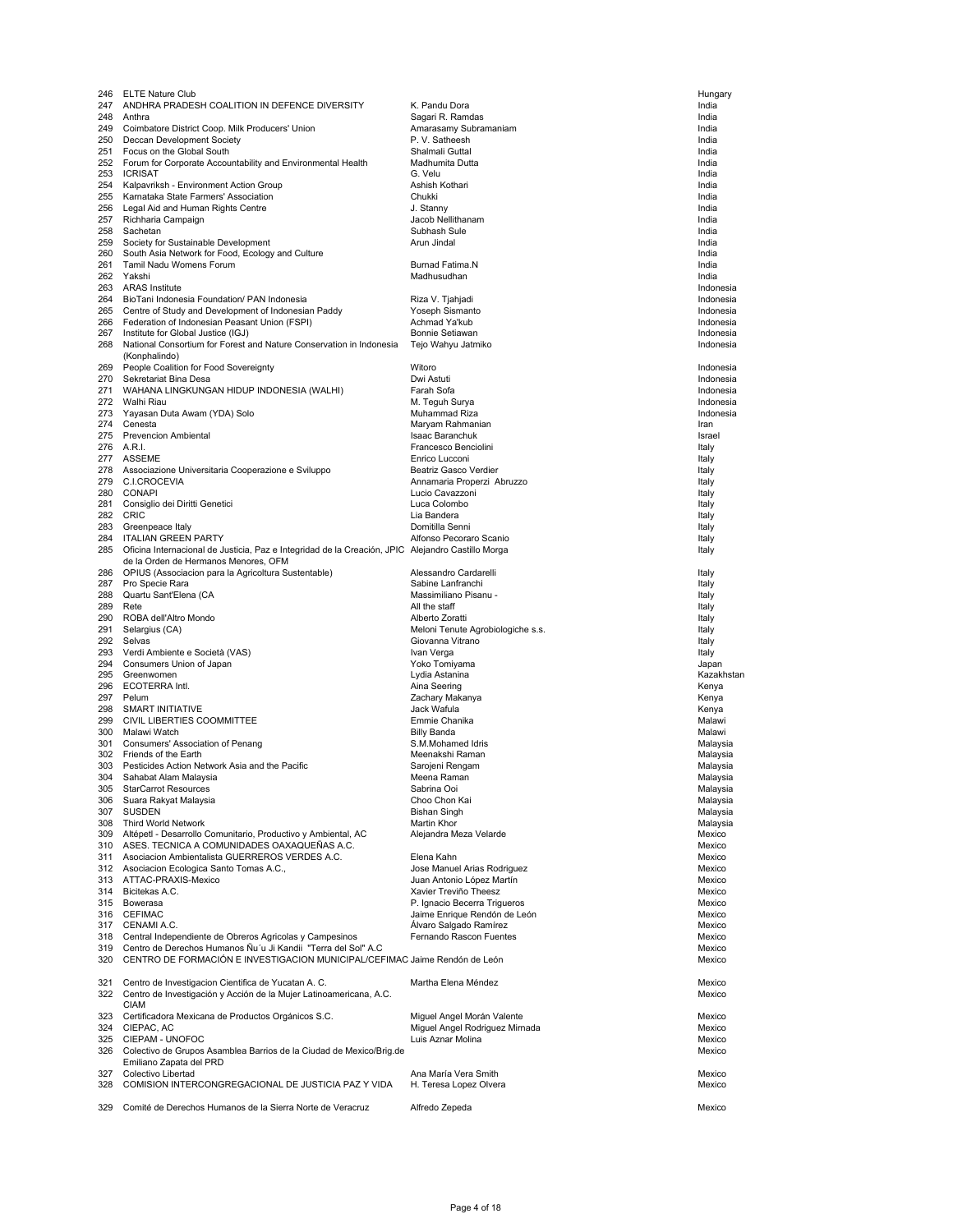| | | | |
|---|---|---|---|
| 246 | ELTE Nature Club | | Hungary |
| 247 | ANDHRA PRADESH COALITION IN DEFENCE DIVERSITY | K. Pandu Dora | India |
| 248 | Anthra | Sagari R. Ramdas | India |
| 249 | Coimbatore District Coop. Milk Producers' Union | Amarasamy Subramaniam | India |
| 250 | Deccan Development Society | P. V. Satheesh | India |
| 251 | Focus on the Global South | Shalmali Guttal | India |
| 252 | Forum for Corporate Accountability and Environmental Health | Madhumita Dutta | India |
| 253 | ICRISAT | G. Velu | India |
| 254 | Kalpavriksh - Environment Action Group | Ashish Kothari | India |
| 255 | Karnataka State Farmers' Association | Chukki | India |
| 256 | Legal Aid and Human Rights Centre | J. Stanny | India |
| 257 | Richharia Campaign | Jacob Nellithanam | India |
| 258 | Sachetan | Subhash Sule | India |
| 259 | Society for Sustainable Development | Arun Jindal | India |
| 260 | South Asia Network for Food, Ecology and Culture | | India |
| 261 | Tamil Nadu Womens Forum | Burnad Fatima.N | India |
| 262 | Yakshi | Madhusudhan | India |
| 263 | ARAS Institute | | Indonesia |
| 264 | BioTani Indonesia Foundation/ PAN Indonesia | Riza V. Tjahjadi | Indonesia |
| 265 | Centre of Study and Development of Indonesian Paddy | Yoseph Sismanto | Indonesia |
| 266 | Federation of Indonesian Peasant Union (FSPI) | Achmad Ya'kub | Indonesia |
| 267 | Institute for Global Justice (IGJ) | Bonnie Setiawan | Indonesia |
| 268 | National Consortium for Forest and Nature Conservation in Indonesia (Konphalindo) | Tejo Wahyu Jatmiko | Indonesia |
| 269 | People Coalition for Food Sovereignty | Witoro | Indonesia |
| 270 | Sekretariat Bina Desa | Dwi Astuti | Indonesia |
| 271 | WAHANA LINGKUNGAN HIDUP INDONESIA (WALHI) | Farah Sofa | Indonesia |
| 272 | Walhi Riau | M. Teguh Surya | Indonesia |
| 273 | Yayasan Duta Awam (YDA) Solo | Muhammad Riza | Indonesia |
| 274 | Cenesta | Maryam Rahmanian | Iran |
| 275 | Prevencion Ambiental | Isaac Baranchuk | Israel |
| 276 | A.R.I. | Francesco Benciolini | Italy |
| 277 | ASSEME | Enrico Lucconi | Italy |
| 278 | Associazione Universitaria Cooperazione e Sviluppo | Beatriz Gasco Verdier | Italy |
| 279 | C.I.CROCEVIA | Annamaria Properzi Abruzzo | Italy |
| 280 | CONAPI | Lucio Cavazzoni | Italy |
| 281 | Consiglio dei Diritti Genetici | Luca Colombo | Italy |
| 282 | CRIC | Lia Bandera | Italy |
| 283 | Greenpeace Italy | Domitilla Senni | Italy |
| 284 | ITALIAN GREEN PARTY | Alfonso Pecoraro Scanio | Italy |
| 285 | Oficina Internacional de Justicia, Paz e Integridad de la Creación, JPIC de la Orden de Hermanos Menores, OFM | Alejandro Castillo Morga | Italy |
| 286 | OPIUS (Associacion para la Agricoltura Sustentable) | Alessandro Cardarelli | Italy |
| 287 | Pro Specie Rara | Sabine Lanfranchi | Italy |
| 288 | Quartu Sant'Elena (CA | Massimiliano Pisanu - | Italy |
| 289 | Rete | All the staff | Italy |
| 290 | ROBA dell'Altro Mondo | Alberto Zoratti | Italy |
| 291 | Selargius (CA) | Meloni Tenute Agrobiologiche s.s. | Italy |
| 292 | Selvas | Giovanna Vitrano | Italy |
| 293 | Verdi Ambiente e Società (VAS) | Ivan Verga | Italy |
| 294 | Consumers Union of Japan | Yoko Tomiyama | Japan |
| 295 | Greenwomen | Lydia Astanina | Kazakhstan |
| 296 | ECOTERRA Intl. | Aina Seering | Kenya |
| 297 | Pelum | Zachary Makanya | Kenya |
| 298 | SMART INITIATIVE | Jack Wafula | Kenya |
| 299 | CIVIL LIBERTIES COOMMITTEE | Emmie Chanika | Malawi |
| 300 | Malawi Watch | Billy Banda | Malawi |
| 301 | Consumers' Association of Penang | S.M.Mohamed Idris | Malaysia |
| 302 | Friends of the Earth | Meenakshi Raman | Malaysia |
| 303 | Pesticides Action Network Asia and the Pacific | Sarojeni Rengam | Malaysia |
| 304 | Sahabat Alam Malaysia | Meena Raman | Malaysia |
| 305 | StarCarrot Resources | Sabrina Ooi | Malaysia |
| 306 | Suara Rakyat Malaysia | Choo Chon Kai | Malaysia |
| 307 | SUSDEN | Bishan Singh | Malaysia |
| 308 | Third World Network | Martin Khor | Malaysia |
| 309 | Altépetl - Desarrollo Comunitario, Productivo y Ambiental, AC | Alejandra Meza Velarde | Mexico |
| 310 | ASES. TECNICA A COMUNIDADES OAXAQUEÑAS A.C. | | Mexico |
| 311 | Asociacion Ambientalista GUERREROS VERDES A.C. | Elena Kahn | Mexico |
| 312 | Asociacion Ecologica Santo Tomas A.C., | Jose Manuel Arias Rodriguez | Mexico |
| 313 | ATTAC-PRAXIS-Mexico | Juan Antonio López Martín | Mexico |
| 314 | Bicitekas A.C. | Xavier Treviño Theesz | Mexico |
| 315 | Bowerasa | P. Ignacio Becerra Trigueros | Mexico |
| 316 | CEFIMAC | Jaime Enrique Rendón de León | Mexico |
| 317 | CENAMI A.C. | Álvaro Salgado Ramírez | Mexico |
| 318 | Central Independiente de Obreros Agricolas y Campesinos | Fernando Rascon Fuentes | Mexico |
| 319 | Centro de Derechos Humanos Ñu´u Ji Kandii "Terra del Sol" A.C | | Mexico |
| 320 | CENTRO DE FORMACIÓN E INVESTIGACION MUNICIPAL/CEFIMAC | Jaime Rendón de León | Mexico |
| 321 | Centro de Investigacion Cientifica de Yucatan A. C. | Martha Elena Méndez | Mexico |
| 322 | Centro de Investigación y Acción de la Mujer Latinoamericana, A.C. CIAM | | Mexico |
| 323 | Certificadora Mexicana de Productos Orgánicos S.C. | Miguel Angel Morán Valente | Mexico |
| 324 | CIEPAC, AC | Miguel Angel Rodriguez Mirnada | Mexico |
| 325 | CIEPAM - UNOFOC | Luis Aznar Molina | Mexico |
| 326 | Colectivo de Grupos Asamblea Barrios de la Ciudad de Mexico/Brig.de Emiliano Zapata del PRD | | Mexico |
| 327 | Colectivo Libertad | Ana María Vera Smith | Mexico |
| 328 | COMISION INTERCONGREGACIONAL DE JUSTICIA PAZ Y VIDA | H. Teresa Lopez Olvera | Mexico |
| 329 | Comité de Derechos Humanos de la Sierra Norte de Veracruz | Alfredo Zepeda | Mexico |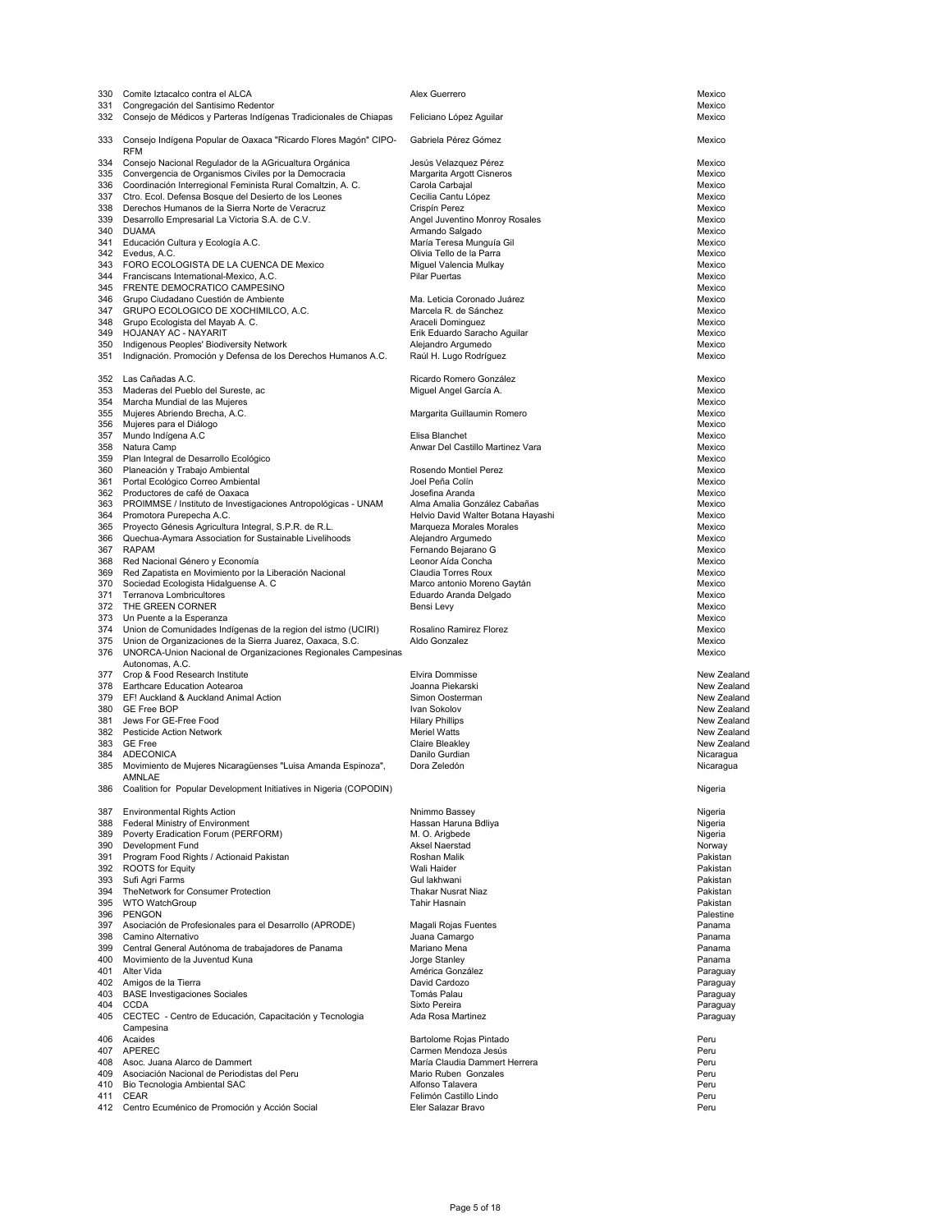| | | | |
|---|---|---|---|
| 330 | Comite Iztacalco contra el ALCA | Alex Guerrero | Mexico |
| 331 | Congregación del Santisimo Redentor | | Mexico |
| 332 | Consejo de Médicos y Parteras Indígenas Tradicionales de Chiapas | Feliciano López Aguilar | Mexico |
| 333 | Consejo Indígena Popular de Oaxaca "Ricardo Flores Magón" CIPO-RFM | Gabriela Pérez Gómez | Mexico |
| 334 | Consejo Nacional Regulador de la AGricultura Orgánica | Jesús Velazquez Pérez | Mexico |
| 335 | Convergencia de Organismos Civiles por la Democracia | Margarita Argott Cisneros | Mexico |
| 336 | Coordinación Interregional Feminista Rural Comaltzin, A. C. | Carola Carbajal | Mexico |
| 337 | Ctro. Ecol. Defensa Bosque del Desierto de los Leones | Cecilia Cantu López | Mexico |
| 338 | Derechos Humanos de la Sierra Norte de Veracruz | Crispín Perez | Mexico |
| 339 | Desarrollo Empresarial La Victoria S.A. de C.V. | Angel Juventino Monroy Rosales | Mexico |
| 340 | DUAMA | Armando Salgado | Mexico |
| 341 | Educación Cultura y Ecología A.C. | María Teresa Munguía Gil | Mexico |
| 342 | Evedus, A.C. | Olivia Tello de la Parra | Mexico |
| 343 | FORO ECOLOGISTA DE LA CUENCA DE Mexico | Miguel Valencia Mulkay | Mexico |
| 344 | Franciscans International-Mexico, A.C. | Pilar Puertas | Mexico |
| 345 | FRENTE DEMOCRATICO CAMPESINO | | Mexico |
| 346 | Grupo Ciudadano Cuestión de Ambiente | Ma. Leticia Coronado Juárez | Mexico |
| 347 | GRUPO ECOLOGICO DE XOCHIMILCO, A.C. | Marcela R. de Sánchez | Mexico |
| 348 | Grupo Ecologista del Mayab A. C. | Araceli Dominguez | Mexico |
| 349 | HOJANAY AC - NAYARIT | Erik Eduardo Saracho Aguilar | Mexico |
| 350 | Indigenous Peoples' Biodiversity Network | Alejandro Argumedo | Mexico |
| 351 | Indignación. Promoción y Defensa de los Derechos Humanos A.C. | Raúl H. Lugo Rodríguez | Mexico |
| 352 | Las Cañadas A.C. | Ricardo Romero González | Mexico |
| 353 | Maderas del Pueblo del Sureste, ac | Miguel Angel García A. | Mexico |
| 354 | Marcha Mundial de las Mujeres | | Mexico |
| 355 | Mujeres Abriendo Brecha, A.C. | Margarita Guillaumin Romero | Mexico |
| 356 | Mujeres para el Diálogo | | Mexico |
| 357 | Mundo Indígena A.C | Elisa Blanchet | Mexico |
| 358 | Natura Camp | Anwar Del Castillo Martinez Vara | Mexico |
| 359 | Plan Integral de Desarrollo Ecológico | | Mexico |
| 360 | Planeación y Trabajo Ambiental | Rosendo Montiel Perez | Mexico |
| 361 | Portal Ecológico Correo Ambiental | Joel Peña Colín | Mexico |
| 362 | Productores de café de Oaxaca | Josefina Aranda | Mexico |
| 363 | PROIMMSE / Instituto de Investigaciones Antropológicas - UNAM | Alma Amalia González Cabañas | Mexico |
| 364 | Promotora Purepecha A.C. | Helvio David Walter Botana Hayashi | Mexico |
| 365 | Proyecto Génesis Agricultura Integral, S.P.R. de R.L. | Marqueza Morales Morales | Mexico |
| 366 | Quechua-Aymara Association for Sustainable Livelihoods | Alejandro Argumedo | Mexico |
| 367 | RAPAM | Fernando Bejarano G | Mexico |
| 368 | Red Nacional Género y Economía | Leonor Aída Concha | Mexico |
| 369 | Red Zapatista en Movimiento por la Liberación Nacional | Claudia Torres Roux | Mexico |
| 370 | Sociedad Ecologista Hidalguense A. C | Marco antonio Moreno Gaytán | Mexico |
| 371 | Terranova Lombricultores | Eduardo Aranda Delgado | Mexico |
| 372 | THE GREEN CORNER | Bensi Levy | Mexico |
| 373 | Un Puente a la Esperanza | | Mexico |
| 374 | Union de Comunidades Indígenas de la region del istmo (UCIRI) | Rosalino Ramirez Florez | Mexico |
| 375 | Union de Organizaciones de la Sierra Juarez, Oaxaca, S.C. | Aldo Gonzalez | Mexico |
| 376 | UNORCA-Union Nacional de Organizaciones Regionales Campesinas Autonomas, A.C. | | Mexico |
| 377 | Crop & Food Research Institute | Elvira Dommisse | New Zealand |
| 378 | Earthcare Education Aotearoa | Joanna Piekarski | New Zealand |
| 379 | EF! Auckland & Auckland Animal Action | Simon Oosterman | New Zealand |
| 380 | GE Free BOP | Ivan Sokolov | New Zealand |
| 381 | Jews For GE-Free Food | Hilary Phillips | New Zealand |
| 382 | Pesticide Action Network | Meriel Watts | New Zealand |
| 383 | GE Free | Claire Bleakley | New Zealand |
| 384 | ADECONICA | Danilo Gurdian | Nicaragua |
| 385 | Movimiento de Mujeres Nicaragüenses "Luisa Amanda Espinoza", AMNLAE | Dora Zeledón | Nicaragua |
| 386 | Coalition for Popular Development Initiatives in Nigeria (COPODIN) | | Nigeria |
| 387 | Environmental Rights Action | Nnimmo Bassey | Nigeria |
| 388 | Federal Ministry of Environment | Hassan Haruna Bdliya | Nigeria |
| 389 | Poverty Eradication Forum (PERFORM) | M. O. Arigbede | Nigeria |
| 390 | Development Fund | Aksel Naerstad | Norway |
| 391 | Program Food Rights / Actionaid Pakistan | Roshan Malik | Pakistan |
| 392 | ROOTS for Equity | Wali Haider | Pakistan |
| 393 | Sufi Agri Farms | Gul lakhwani | Pakistan |
| 394 | TheNetwork for Consumer Protection | Thakar Nusrat Niaz | Pakistan |
| 395 | WTO WatchGroup | Tahir Hasnain | Pakistan |
| 396 | PENGON | | Palestine |
| 397 | Asociación de Profesionales para el Desarrollo (APRODE) | Magali Rojas Fuentes | Panama |
| 398 | Camino Alternativo | Juana Camargo | Panama |
| 399 | Central General Autónoma de trabajadores de Panama | Mariano Mena | Panama |
| 400 | Movimiento de la Juventud Kuna | Jorge Stanley | Panama |
| 401 | Alter Vida | América González | Paraguay |
| 402 | Amigos de la Tierra | David Cardozo | Paraguay |
| 403 | BASE Investigaciones Sociales | Tomás Palau | Paraguay |
| 404 | CCDA | Sixto Pereira | Paraguay |
| 405 | CECTEC - Centro de Educación, Capacitación y Tecnologia Campesina | Ada Rosa Martinez | Paraguay |
| 406 | Acaides | Bartolome Rojas Pintado | Peru |
| 407 | APEREC | Carmen Mendoza Jesús | Peru |
| 408 | Asoc. Juana Alarco de Dammert | María Claudia Dammert Herrera | Peru |
| 409 | Asociación Nacional de Periodistas del Peru | Mario Ruben Gonzales | Peru |
| 410 | Bio Tecnologia Ambiental SAC | Alfonso Talavera | Peru |
| 411 | CEAR | Felimón Castillo Lindo | Peru |
| 412 | Centro Ecuménico de Promoción y Acción Social | Eler Salazar Bravo | Peru |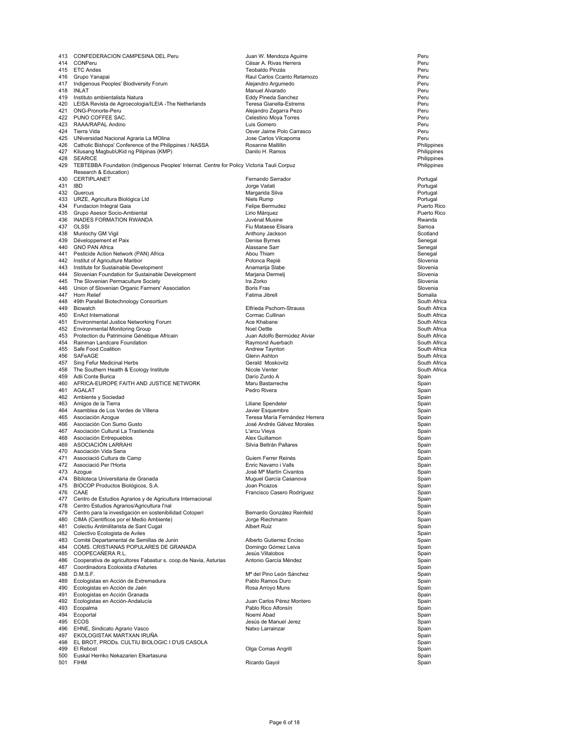| | | | |
|---|---|---|---|
| 413 | CONFEDERACION CAMPESINA DEL Peru | Juan W. Mendoza Aguirre | Peru |
| 414 | CONPeru | César A. Rivas Herrera | Peru |
| 415 | ETC Andes | Teobaldo Pinzás | Peru |
| 416 | Grupo Yanapai | Raul Carlos Ccanto Retamozo | Peru |
| 417 | Indigenous Peoples' Biodiversity Forum | Alejandro Argumedo | Peru |
| 418 | INLAT | Manuel Alvarado | Peru |
| 419 | Instituto ambientalista Natura | Eddy Pineda Sanchez | Peru |
| 420 | LEISA Revista de Agroecologia/ILEIA -The Netherlands | Teresa Gianella-Estrems | Peru |
| 421 | ONG-Pronorte-Peru | Alejandro Zegarra Pezo | Peru |
| 422 | PUNO COFFEE SAC. | Celestino Moya Torres | Peru |
| 423 | RAAA/RAPAL Andino | Luis Gomero | Peru |
| 424 | Tierra Vida | Osver Jaime Polo Carrasco | Peru |
| 425 | UNiversidad Nacional Agraria La MOlina | Jose Carlos Vilcapoma | Peru |
| 426 | Catholic Bishops' Conference of the Philippines / NASSA | Rosanne Mallillin | Philippines |
| 427 | Kilusang MagbubUKid ng Pilipinas (KMP) | Danilo H. Ramos | Philippines |
| 428 | SEARICE | | Philippines |
| 429 | TEBTEBBA Foundation (Indigenous Peoples' Internat. Centre for Policy Research & Education) | Victoria Tauli Corpuz | Philippines |
| 430 | CERTIPLANET | Fernando Serrador | Portugal |
| 431 | IBD | Jorge Vailati | Portugal |
| 432 | Quercus | Margarida Silva | Portugal |
| 433 | URZE, Agricultura Biológica Ltd | Niels Rump | Portugal |
| 434 | Fundacion Integral Gaia | Felipe Bermudez | Puerto Rico |
| 435 | Grupo Asesor Socio-Ambiental | Lirio Márquez | Puerto Rico |
| 436 | INADES FORMATION RWANDA | Juvénal Musine | Rwanda |
| 437 | OLSSI | Fiu Mataese Elisara | Samoa |
| 438 | Munlochy GM Vigil | Anthony Jackson | Scotland |
| 439 | Développement et Paix | Denise Byrnes | Senegal |
| 440 | GNO PAN Africa | Alassane Sarr | Senegal |
| 441 | Pesticide Action Network (PAN) Africa | Abou Thiam | Senegal |
| 442 | Institut of Agriculture Maribor | Polonca Repiè | Slovenia |
| 443 | Institute for Sustainable Development | Anamarija Slabe | Slovenia |
| 444 | Slovenian Foundation for Sustainable Development | Marjana Dermelj | Slovenia |
| 445 | The Slovenian Permaculture Society | Ira Zorko | Slovenia |
| 446 | Union of Slovenian Organic Farmers' Association | Boris Fras | Slovenia |
| 447 | Horn Relief | Fatima Jibrell | Somalia |
| 448 | 49th Parallel Biotechnology Consortium | | South Africa |
| 449 | Biowatch | Elfrieda Pschorn-Strauss | South Africa |
| 450 | EnAct International | Cormac Cullinan | South Africa |
| 451 | Environmental Justice Networking Forum | Ace Khabane | South Africa |
| 452 | Environmental Monitoring Group | Noel Oettle | South Africa |
| 453 | Protection du Patrimoine Génétique Africain | Juan Adolfo Bermúdez Alviar | South Africa |
| 454 | Rainman Landcare Foundation | Raymond Auerbach | South Africa |
| 455 | Safe Food Coalition | Andrew Taynton | South Africa |
| 456 | SAFeAGE | Glenn Ashton | South Africa |
| 457 | Sing Fefur Medicinal Herbs | Gerald Moskovitz | South Africa |
| 458 | The Southern Health & Ecology Institute | Nicole Venter | South Africa |
| 459 | Adii Conte Burica | Darío Zurdo A | Spain |
| 460 | AFRICA-EUROPE FAITH AND JUSTICE NETWORK | Maru Bastarreche | Spain |
| 461 | AGALAT | Pedro Rivera | Spain |
| 462 | Ambiente y Sociedad | | Spain |
| 463 | Amigos de la Tierra | Liliane Spendeler | Spain |
| 464 | Asamblea de Los Verdes de Villena | Javier Esquembre | Spain |
| 465 | Asociación Azogue | Teresa María Fernández Herrera | Spain |
| 466 | Asociación Con Sumo Gusto | José Andrés Gálvez Morales | Spain |
| 467 | Asociación Cultural La Trastienda | L'arcu Vieya | Spain |
| 468 | Asociación Entrepueblos | Alex Guillamon | Spain |
| 469 | ASOCIACIÓN LARRAHI | Silvia Beltrán Pallares | Spain |
| 470 | Asociación Vida Sana | | Spain |
| 471 | Associació Cultura de Camp | Guiem Ferrer Reinés | Spain |
| 472 | Associació Per l'Horta | Enric Navarro i Valls | Spain |
| 473 | Azogue | José Mª Martín Civantos | Spain |
| 474 | Biblioteca Universitaria de Granada | Muguel García Casanova | Spain |
| 475 | BIOCOP Productos Biológicos, S.A. | Joan Picazos | Spain |
| 476 | CAAE | Francisco Casero Rodríguez | Spain |
| 477 | Centro de Estudios Agrarios y de Agricultura Internacional | | Spain |
| 478 | Centro Estudios Agrarios/Agricultura I'nal | | Spain |
| 479 | Centro para la investigación en sostenibilidad Cotoperí | Bernardo González Reinfeld | Spain |
| 480 | CIMA (Científicos por el Medio Ambiente) | Jorge Riechmann | Spain |
| 481 | Colectiu Antimilitarista de Sant Cugat | Albert Ruiz | Spain |
| 482 | Colectivo Ecologista de Aviles | | Spain |
| 483 | Comité Departamental de Semillas de Junin | Alberto Gutierrez Enciso | Spain |
| 484 | COMS. CRISTIANAS POPULARES DE GRANADA | Domingo Gómez Leiva | Spain |
| 485 | COOPECAÑERA R.L. | Jesús Villalobos | Spain |
| 486 | Cooperativa de agricultores Fabastur s. coop.de Navia, Asturias | Antonio García Méndez | Spain |
| 487 | Coordinadora Ecoloxista d'Asturies | | Spain |
| 488 | D.M.S.F. | Mª del Pino León Sánchez | Spain |
| 489 | Ecologistas en Acción de Extremadura | Pablo Ramos Duro | Spain |
| 490 | Ecologistas en Acción de Jaén | Rosa Arroyo Muns | Spain |
| 491 | Ecologistas en Acción Granada | | Spain |
| 492 | Ecologistas en Acción-Andalucía | Juan Carlos Pérez Montero | Spain |
| 493 | Ecopalma | Pablo Rico Alfonsín | Spain |
| 494 | Ecoportal | Noemi Abad | Spain |
| 495 | ECOS | Jesús de Manuel Jerez | Spain |
| 496 | EHNE, Sindicato Agrario Vasco | Natxo Larrainzar | Spain |
| 497 | EKOLOGISTAK MARTXAN IRUÑA | | Spain |
| 498 | EL BROT, PRODs. CULTIU BIOLOGIC I D'US CASOLA | | Spain |
| 499 | El Rebost | Olga Comas Angrill | Spain |
| 500 | Euskal Herriko Nekazarien Elkartasuna | | Spain |
| 501 | FIHM | Ricardo Gayol | Spain |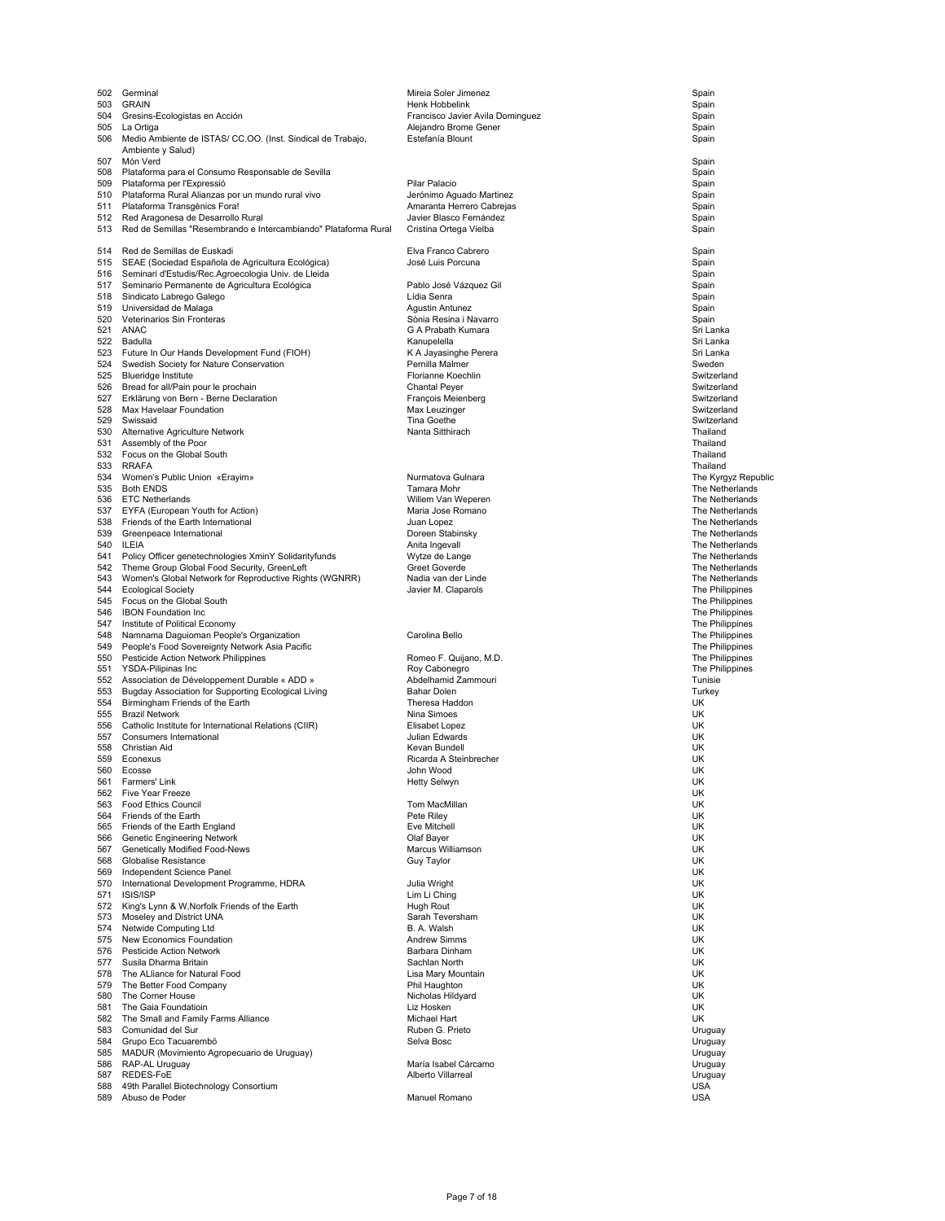| | | | |
|---|---|---|---|
| 502 | Germinal | Mireia Soler Jimenez | Spain |
| 503 | GRAIN | Henk Hobbelink | Spain |
| 504 | Gresins-Ecologistas en Acción | Francisco Javier Avila Dominguez | Spain |
| 505 | La Ortiga | Alejandro Brome Gener | Spain |
| 506 | Medio Ambiente de ISTAS/ CC.OO. (Inst. Sindical de Trabajo, Ambiente y Salud) | Estefanía Blount | Spain |
| 507 | Món Verd | | Spain |
| 508 | Plataforma para el Consumo Responsable de Sevilla | | Spain |
| 509 | Plataforma per l'Expressió | Pilar Palacio | Spain |
| 510 | Plataforma Rural Alianzas por un mundo rural vivo | Jerónimo Aguado Martinez | Spain |
| 511 | Plataforma Transgènics Fora! | Amaranta Herrero Cabrejas | Spain |
| 512 | Red Aragonesa de Desarrollo Rural | Javier Blasco Fernández | Spain |
| 513 | Red de Semillas "Resembrando e Intercambiando" Plataforma Rural | Cristina Ortega Vielba | Spain |
| 514 | Red de Semillas de Euskadi | Elva Franco Cabrero | Spain |
| 515 | SEAE (Sociedad Española de Agricultura Ecológica) | José Luis Porcuna | Spain |
| 516 | Seminari d'Estudis/Rec.Agroecologia Univ. de Lleida | | Spain |
| 517 | Seminario Permanente de Agricultura Ecológica | Pablo José Vázquez Gil | Spain |
| 518 | Sindicato Labrego Galego | Lídia Senra | Spain |
| 519 | Universidad de Malaga | Agustin Antunez | Spain |
| 520 | Veterinarios Sin Fronteras | Sònia Resina i Navarro | Spain |
| 521 | ANAC | G A Prabath Kumara | Sri Lanka |
| 522 | Badulla | Kanupelella | Sri Lanka |
| 523 | Future In Our Hands Development Fund (FIOH) | K A Jayasinghe Perera | Sri Lanka |
| 524 | Swedish Society for Nature Conservation | Pernilla Malmer | Sweden |
| 525 | Blueridge Institute | Florianne Koechlin | Switzerland |
| 526 | Bread for all/Pain pour le prochain | Chantal Peyer | Switzerland |
| 527 | Erklärung von Bern - Berne Declaration | François Meienberg | Switzerland |
| 528 | Max Havelaar Foundation | Max Leuzinger | Switzerland |
| 529 | Swissaid | Tina Goethe | Switzerland |
| 530 | Alternative Agriculture Network | Nanta Sitthirach | Thailand |
| 531 | Assembly of the Poor | | Thailand |
| 532 | Focus on the Global South | | Thailand |
| 533 | RRAFA | | Thailand |
| 534 | Women's Public Union «Erayim» | Nurmatova Gulnara | The Kyrgyz Republic |
| 535 | Both ENDS | Tamara Mohr | The Netherlands |
| 536 | ETC Netherlands | Willem Van Weperen | The Netherlands |
| 537 | EYFA (European Youth for Action) | Maria Jose Romano | The Netherlands |
| 538 | Friends of the Earth International | Juan Lopez | The Netherlands |
| 539 | Greenpeace International | Doreen Stabinsky | The Netherlands |
| 540 | ILEIA | Anita Ingevall | The Netherlands |
| 541 | Policy Officer genetechnologies XminY Solidarityfunds | Wytze de Lange | The Netherlands |
| 542 | Theme Group Global Food Security, GreenLeft | Greet Goverde | The Netherlands |
| 543 | Women's Global Network for Reproductive Rights (WGNRR) | Nadia van der Linde | The Netherlands |
| 544 | Ecological Society | Javier M. Claparols | The Philippines |
| 545 | Focus on the Global South | | The Philippines |
| 546 | IBON Foundation Inc | | The Philippines |
| 547 | Institute of Political Economy | | The Philippines |
| 548 | Namnama Daguioman People's Organization | Carolina Bello | The Philippines |
| 549 | People's Food Sovereignty Network Asia Pacific | | The Philippines |
| 550 | Pesticide Action Network Philippines | Romeo F. Quijano, M.D. | The Philippines |
| 551 | YSDA-Pilipinas Inc | Roy Cabonegro | The Philippines |
| 552 | Association de Développement Durable « ADD » | Abdelhamid Zammouri | Tunisie |
| 553 | Bugday Association for Supporting Ecological Living | Bahar Dolen | Turkey |
| 554 | Birmingham Friends of the Earth | Theresa Haddon | UK |
| 555 | Brazil Network | Nina Simoes | UK |
| 556 | Catholic Institute for International Relations (CIIR) | Elisabet Lopez | UK |
| 557 | Consumers International | Julian Edwards | UK |
| 558 | Christian Aid | Kevan Bundell | UK |
| 559 | Econexus | Ricarda A Steinbrecher | UK |
| 560 | Ecosse | John Wood | UK |
| 561 | Farmers' Link | Hetty Selwyn | UK |
| 562 | Five Year Freeze | | UK |
| 563 | Food Ethics Council | Tom MacMillan | UK |
| 564 | Friends of the Earth | Pete Riley | UK |
| 565 | Friends of the Earth England | Eve Mitchell | UK |
| 566 | Genetic Engineering Network | Olaf Bayer | UK |
| 567 | Genetically Modified Food-News | Marcus Williamson | UK |
| 568 | Globalise Resistance | Guy Taylor | UK |
| 569 | Independent Science Panel | | UK |
| 570 | International Development Programme, HDRA | Julia Wright | UK |
| 571 | ISIS/ISP | Lim Li Ching | UK |
| 572 | King's Lynn & W,Norfolk Friends of the Earth | Hugh Rout | UK |
| 573 | Moseley and District UNA | Sarah Teversham | UK |
| 574 | Netwide Computing Ltd | B. A. Walsh | UK |
| 575 | New Economics Foundation | Andrew Simms | UK |
| 576 | Pesticide Action Network | Barbara Dinham | UK |
| 577 | Susila Dharma Britain | Sachlan North | UK |
| 578 | The ALliance for Natural Food | Lisa Mary Mountain | UK |
| 579 | The Better Food Company | Phil Haughton | UK |
| 580 | The Corner House | Nicholas Hildyard | UK |
| 581 | The Gaia Foundatioin | Liz Hosken | UK |
| 582 | The Small and Family Farms Alliance | Michael Hart | UK |
| 583 | Comunidad del Sur | Ruben G. Prieto | Uruguay |
| 584 | Grupo Eco Tacuarembó | Selva Bosc | Uruguay |
| 585 | MADUR (Movimiento Agropecuario de Uruguay) | | Uruguay |
| 586 | RAP-AL Uruguay | María Isabel Cárcamo | Uruguay |
| 587 | REDES-FoE | Alberto Villarreal | Uruguay |
| 588 | 49th Parallel Biotechnology Consortium | | USA |
| 589 | Abuso de Poder | Manuel Romano | USA |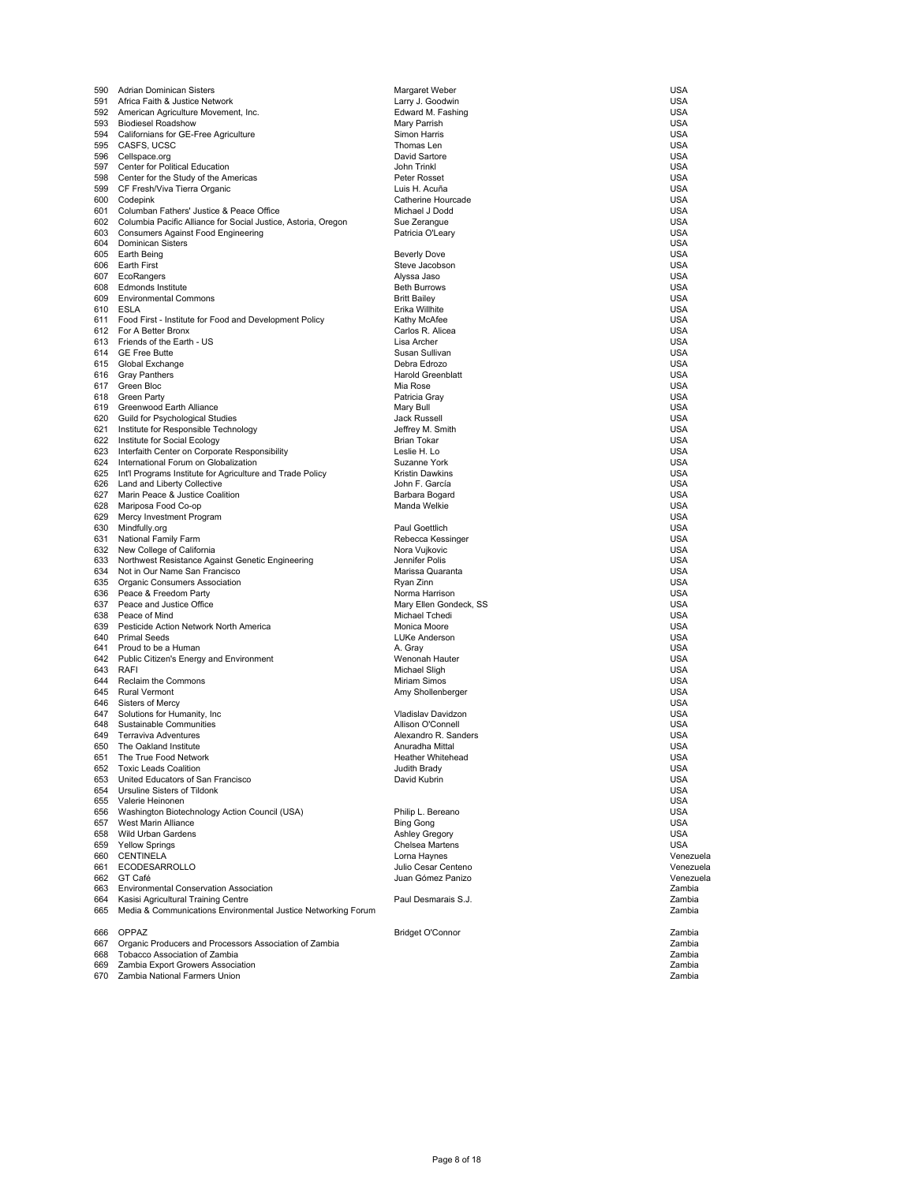| | | | |
|---|---|---|---|
| 590 | Adrian Dominican Sisters | Margaret Weber | USA |
| 591 | Africa Faith & Justice Network | Larry J. Goodwin | USA |
| 592 | American Agriculture Movement, Inc. | Edward M. Fashing | USA |
| 593 | Biodiesel Roadshow | Mary Parrish | USA |
| 594 | Californians for GE-Free Agriculture | Simon Harris | USA |
| 595 | CASFS, UCSC | Thomas Len | USA |
| 596 | Cellspace.org | David Sartore | USA |
| 597 | Center for Political Education | John Trinkl | USA |
| 598 | Center for the Study of the Americas | Peter Rosset | USA |
| 599 | CF Fresh/Viva Tierra Organic | Luis H. Acuña | USA |
| 600 | Codepink | Catherine Hourcade | USA |
| 601 | Columban Fathers' Justice & Peace Office | Michael J Dodd | USA |
| 602 | Columbia Pacific Alliance for Social Justice, Astoria, Oregon | Sue Zerangue | USA |
| 603 | Consumers Against Food Engineering | Patricia O'Leary | USA |
| 604 | Dominican Sisters | | USA |
| 605 | Earth Being | Beverly Dove | USA |
| 606 | Earth First | Steve Jacobson | USA |
| 607 | EcoRangers | Alyssa Jaso | USA |
| 608 | Edmonds Institute | Beth Burrows | USA |
| 609 | Environmental Commons | Britt Bailey | USA |
| 610 | ESLA | Erika Willhite | USA |
| 611 | Food First - Institute for Food and Development Policy | Kathy McAfee | USA |
| 612 | For A Better Bronx | Carlos R. Alicea | USA |
| 613 | Friends of the Earth - US | Lisa Archer | USA |
| 614 | GE Free Butte | Susan Sullivan | USA |
| 615 | Global Exchange | Debra Edrozo | USA |
| 616 | Gray Panthers | Harold Greenblatt | USA |
| 617 | Green Bloc | Mia Rose | USA |
| 618 | Green Party | Patricia Gray | USA |
| 619 | Greenwood Earth Alliance | Mary Bull | USA |
| 620 | Guild for Psychological Studies | Jack Russell | USA |
| 621 | Institute for Responsible Technology | Jeffrey M. Smith | USA |
| 622 | Institute for Social Ecology | Brian Tokar | USA |
| 623 | Interfaith Center on Corporate Responsibility | Leslie H. Lo | USA |
| 624 | International Forum on Globalization | Suzanne York | USA |
| 625 | Int'l Programs Institute for Agriculture and Trade Policy | Kristin Dawkins | USA |
| 626 | Land and Liberty Collective | John F. García | USA |
| 627 | Marin Peace & Justice Coalition | Barbara Bogard | USA |
| 628 | Mariposa Food Co-op | Manda Welkie | USA |
| 629 | Mercy Investment Program | | USA |
| 630 | Mindfully.org | Paul Goettlich | USA |
| 631 | National Family Farm | Rebecca Kessinger | USA |
| 632 | New College of California | Nora Vujkovic | USA |
| 633 | Northwest Resistance Against Genetic Engineering | Jennifer Polis | USA |
| 634 | Not in Our Name San Francisco | Marissa Quaranta | USA |
| 635 | Organic Consumers Association | Ryan Zinn | USA |
| 636 | Peace & Freedom Party | Norma Harrison | USA |
| 637 | Peace and Justice Office | Mary Ellen Gondeck, SS | USA |
| 638 | Peace of Mind | Michael Tchedi | USA |
| 639 | Pesticide Action Network North America | Monica Moore | USA |
| 640 | Primal Seeds | LUKe Anderson | USA |
| 641 | Proud to be a Human | A. Gray | USA |
| 642 | Public Citizen's Energy and Environment | Wenonah Hauter | USA |
| 643 | RAFI | Michael Sligh | USA |
| 644 | Reclaim the Commons | Miriam Simos | USA |
| 645 | Rural Vermont | Amy Shollenberger | USA |
| 646 | Sisters of Mercy | | USA |
| 647 | Solutions for Humanity, Inc | Vladislav Davidzon | USA |
| 648 | Sustainable Communities | Allison O'Connell | USA |
| 649 | Terraviva Adventures | Alexandro R. Sanders | USA |
| 650 | The Oakland Institute | Anuradha Mittal | USA |
| 651 | The True Food Network | Heather Whitehead | USA |
| 652 | Toxic Leads Coalition | Judith Brady | USA |
| 653 | United Educators of San Francisco | David Kubrin | USA |
| 654 | Ursuline Sisters of Tildonk | | USA |
| 655 | Valerie Heinonen | | USA |
| 656 | Washington Biotechnology Action Council (USA) | Philip L. Bereano | USA |
| 657 | West Marin Alliance | Bing Gong | USA |
| 658 | Wild Urban Gardens | Ashley Gregory | USA |
| 659 | Yellow Springs | Chelsea Martens | USA |
| 660 | CENTINELA | Lorna Haynes | Venezuela |
| 661 | ECODESARROLLO | Julio Cesar Centeno | Venezuela |
| 662 | GT Café | Juan Gómez Panizo | Venezuela |
| 663 | Environmental Conservation Association | | Zambia |
| 664 | Kasisi Agricultural Training Centre | Paul Desmarais S.J. | Zambia |
| 665 | Media & Communications Environmental Justice Networking Forum | | Zambia |
| 666 | OPPAZ | Bridget O'Connor | Zambia |
| 667 | Organic Producers and Processors Association of Zambia | | Zambia |
| 668 | Tobacco Association of Zambia | | Zambia |
| 669 | Zambia Export Growers Association | | Zambia |
| 670 | Zambia National Farmers Union | | Zambia |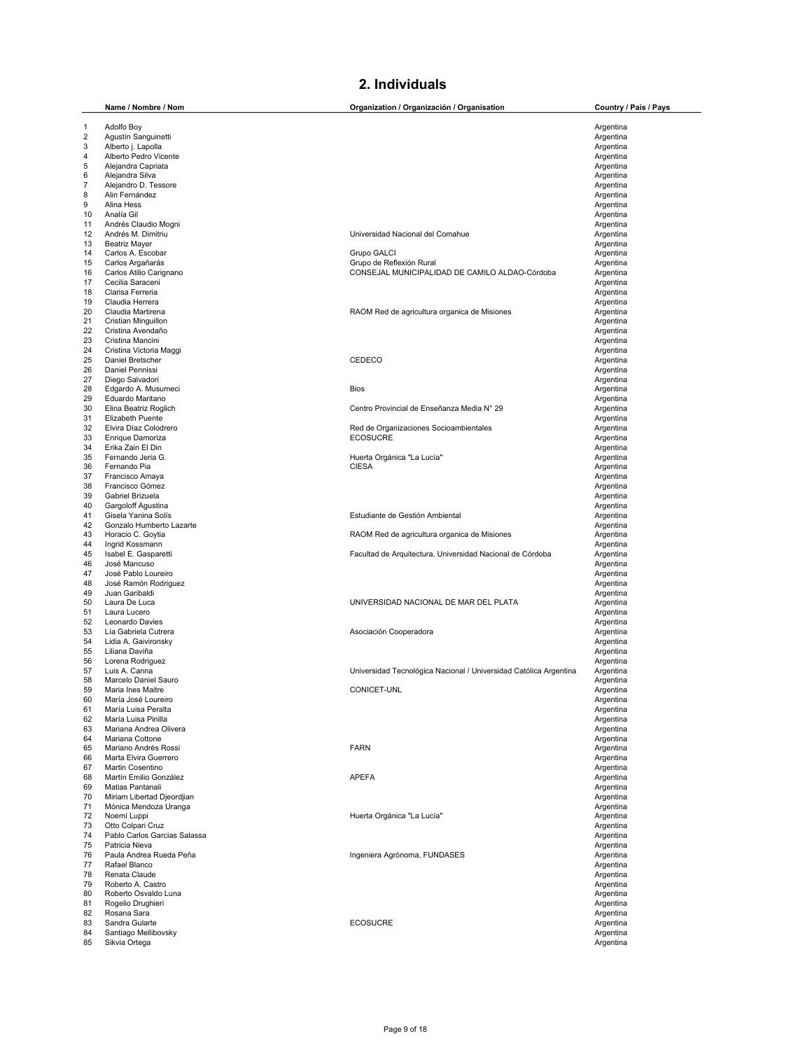## 2. Individuals

| | Name / Nombre / Nom | Organization / Organización / Organisation | Country / País / Pays |
|---|---|---|---|
| 1 | Adolfo Boy | | Argentina |
| 2 | Agustín Sanguinetti | | Argentina |
| 3 | Alberto j. Lapolla | | Argentina |
| 4 | Alberto Pedro Vicente | | Argentina |
| 5 | Alejandra Capriata | | Argentina |
| 6 | Alejandra Silva | | Argentina |
| 7 | Alejandro D. Tessore | | Argentina |
| 8 | Alin Fernández | | Argentina |
| 9 | Alina Hess | | Argentina |
| 10 | Analía Gil | | Argentina |
| 11 | Andrés Claudio Mogni | | Argentina |
| 12 | Andrés M. Dimitriu | Universidad Nacional del Comahue | Argentina |
| 13 | Beatriz Mayer | | Argentina |
| 14 | Carlos A. Escobar | Grupo GALCI | Argentina |
| 15 | Carlos Argañarás | Grupo de Reflexión Rural | Argentina |
| 16 | Carlos Atilio Carignano | CONSEJAL MUNICIPALIDAD DE CAMILO ALDAO-Córdoba | Argentina |
| 17 | Cecilia Saraceni | | Argentina |
| 18 | Clarisa Ferreria | | Argentina |
| 19 | Claudia Herrera | | Argentina |
| 20 | Claudia Martirena | RAOM Red de agricultura organica de Misiones | Argentina |
| 21 | Cristian Minguillon | | Argentina |
| 22 | Cristina Avendaño | | Argentina |
| 23 | Cristina Mancini | | Argentina |
| 24 | Cristina Victoria Maggi | | Argentina |
| 25 | Daniel Bretscher | CEDECO | Argentina |
| 26 | Daniel Pennissi | | Argentina |
| 27 | Diego Salvadori | | Argentina |
| 28 | Edgardo A. Musumeci | Bios | Argentina |
| 29 | Eduardo Maritano | | Argentina |
| 30 | Elina Beatriz Roglich | Centro Provincial de Enseñanza Media N° 29 | Argentina |
| 31 | Elizabeth Puente | | Argentina |
| 32 | Elvira Díaz Colodrero | Red de Organizaciones Socioambientales | Argentina |
| 33 | Enrique Damoriza | ECOSUCRE | Argentina |
| 34 | Erika Zain El Din | | Argentina |
| 35 | Fernando Jeria G. | Huerta Orgánica "La Lucía" | Argentina |
| 36 | Fernando Pia | CIESA | Argentina |
| 37 | Francisco Amaya | | Argentina |
| 38 | Francisco Gómez | | Argentina |
| 39 | Gabriel Brizuela | | Argentina |
| 40 | Gargoloff Agustina | | Argentina |
| 41 | Gisela Yanina Solís | Estudiante de Gestión Ambiental | Argentina |
| 42 | Gonzalo Humberto Lazarte | | Argentina |
| 43 | Horacio C. Goytia | RAOM Red de agricultura organica de Misiones | Argentina |
| 44 | Ingrid Kossmann | | Argentina |
| 45 | Isabel E. Gasparetti | Facultad de Arquitectura, Universidad Nacional de Córdoba | Argentina |
| 46 | José Mancuso | | Argentina |
| 47 | José Pablo Loureiro | | Argentina |
| 48 | José Ramón Rodriguez | | Argentina |
| 49 | Juan Garibaldi | | Argentina |
| 50 | Laura De Luca | UNIVERSIDAD NACIONAL DE MAR DEL PLATA | Argentina |
| 51 | Laura Lucero | | Argentina |
| 52 | Leonardo Davies | | Argentina |
| 53 | Lía Gabriela Cutrera | Asociación Cooperadora | Argentina |
| 54 | Lidia A. Gaivironsky | | Argentina |
| 55 | Liliana Daviña | | Argentina |
| 56 | Lorena Rodriguez | | Argentina |
| 57 | Luis A. Canna | Universidad Tecnológica Nacional / Universidad Católica Argentina | Argentina |
| 58 | Marcelo Daniel Sauro | | Argentina |
| 59 | Maria Ines Maitre | CONICET-UNL | Argentina |
| 60 | María José Loureiro | | Argentina |
| 61 | María Luisa Peralta | | Argentina |
| 62 | María Luisa Pinilla | | Argentina |
| 63 | Mariana Andrea Olivera | | Argentina |
| 64 | Mariana Cottone | | Argentina |
| 65 | Mariano Andrés Rossi | FARN | Argentina |
| 66 | Marta Elvira Guerrero | | Argentina |
| 67 | Martin Cosentino | | Argentina |
| 68 | Martín Emilio González | APEFA | Argentina |
| 69 | Matias Pantanali | | Argentina |
| 70 | Miriam Libertad Djeordjian | | Argentina |
| 71 | Mónica Mendoza Uranga | | Argentina |
| 72 | Noemí Luppi | Huerta Orgánica "La Lucía" | Argentina |
| 73 | Otto Colpari Cruz | | Argentina |
| 74 | Pablo Carlos Garcias Salassa | | Argentina |
| 75 | Patricia Nieva | | Argentina |
| 76 | Paula Andrea Rueda Peña | Ingeniera Agrónoma, FUNDASES | Argentina |
| 77 | Rafael Blanco | | Argentina |
| 78 | Renata Claude | | Argentina |
| 79 | Roberto A. Castro | | Argentina |
| 80 | Roberto Osvaldo Luna | | Argentina |
| 81 | Rogelio Drughieri | | Argentina |
| 82 | Rosana Sara | | Argentina |
| 83 | Sandra Gularte | ECOSUCRE | Argentina |
| 84 | Santiago Mellibovsky | | Argentina |
| 85 | Sikvia Ortega | | Argentina |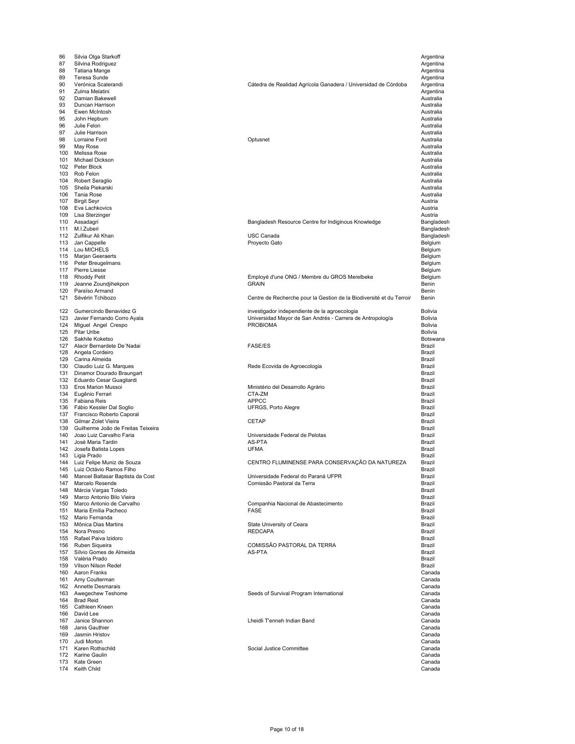| | | | |
|---|---|---|---|
| 86 | Silvia Olga Starkoff | | Argentina |
| 87 | Silvina Rodriguez | | Argentina |
| 88 | Tatiana Mange | | Argentina |
| 89 | Teresa Sunde | | Argentina |
| 90 | Verónica Scalerandi | Cátedra de Realidad Agrícola Ganadera / Universidad de Córdoba | Argentina |
| 91 | Zulma Melatini | | Argentina |
| 92 | Damian Bakewell | | Australia |
| 93 | Duncan Harrison | | Australia |
| 94 | Ewen McIntosh | | Australia |
| 95 | John Hepburn | | Australia |
| 96 | Julie Felon | | Australia |
| 97 | Julie Harrison | | Australia |
| 98 | Lorraine Ford | Optusnet | Australia |
| 99 | May Rose | | Australia |
| 100 | Melissa Rose | | Australia |
| 101 | Michael Dickson | | Australia |
| 102 | Peter Block | | Australia |
| 103 | Rob Felon | | Australia |
| 104 | Robert Seraglio | | Australia |
| 105 | Sheila Piekarski | | Australia |
| 106 | Tania Rose | | Australia |
| 107 | Birgit Seyr | | Austria |
| 108 | Eva Lachkovics | | Austria |
| 109 | Lisa Sterzinger | | Austria |
| 110 | Assadagri | Bangladesh Resource Centre for Indiginous Knowledge | Bangladesh |
| 111 | M.I.Zuberi | | Bangladesh |
| 112 | Zulfikur Ali Khan | USC Canada | Bangladesh |
| 113 | Jan Cappelle | Proyecto Gato | Belgium |
| 114 | Lou MICHELS | | Belgium |
| 115 | Marjan Geeraerts | | Belgium |
| 116 | Peter Breugelmans | | Belgium |
| 117 | Pierre Liesse | | Belgium |
| 118 | Rhoddy Petit | Employé d'une ONG / Membre du GROS Merelbeke | Belgium |
| 119 | Jeanne Zoundjihekpon | GRAIN | Benin |
| 120 | Paraïso Armand | | Benin |
| 121 | Sévérin Tchibozo | Centre de Recherche pour la Gestion de la Biodiversité et du Terroir | Benin |
| 122 | Gumercindo Benavidez G | investigador independiente de la agroecologia | Bolivia |
| 123 | Javier Fernando Corro Ayala | Universidad Mayor de San Andrés - Carrera de Antropología | Bolivia |
| 124 | Miguel Angel Crespo | PROBIOMA | Bolivia |
| 125 | Pilar Uribe | | Bolivia |
| 126 | Sakhile Koketso | | Botswana |
| 127 | Alacir Bernardete De´Nadai | FASE/ES | Brazil |
| 128 | Angela Cordeiro | | Brazil |
| 129 | Carina Almeida | | Brazil |
| 130 | Claudio Luiz G. Marques | Rede Ecovida de Agroecologia | Brazil |
| 131 | Dinamor Dourado Braungart | | Brazil |
| 132 | Eduardo Cesar Guagliardi | | Brazil |
| 133 | Eros Marion Mussoi | Ministério del Desarrollo Agrário | Brazil |
| 134 | Eugênio Ferrari | CTA-ZM | Brazil |
| 135 | Fabiana Reis | APPCC | Brazil |
| 136 | Fábio Kessler Dal Soglio | UFRGS, Porto Alegre | Brazil |
| 137 | Francisco Roberto Caporal | | Brazil |
| 138 | Gilmar Zolet Vieira | CETAP | Brazil |
| 139 | Guilherme João de Freitas Teixeira | | Brazil |
| 140 | Joao Luiz Carvalho Faria | Universidade Federal de Pelotas | Brazil |
| 141 | José Maria Tardin | AS-PTA | Brazil |
| 142 | Josefa Batista Lopes | UFMA | Brazil |
| 143 | Ligia Prado | | Brazil |
| 144 | Luiz Felipe Muniz de Souza | CENTRO FLUMINENSE PARA CONSERVAÇÃO DA NATUREZA | Brazil |
| 145 | Luiz Octávio Ramos Filho | | Brazil |
| 146 | Manoel Baltasar Baptista da Cost | Universidade Federal do Paraná UFPR | Brazil |
| 147 | Marcelo Resende | Comissão Pastoral da Terra | Brazil |
| 148 | Márcia Vargas Toledo | | Brazil |
| 149 | Marco Antonio Bilo Vieira | | Brazil |
| 150 | Marco Antonio de Carvalho | Companhia Nacional de Abastecimento | Brazil |
| 151 | Maria Emília Pacheco | FASE | Brazil |
| 152 | Mario Fernanda | | Brazil |
| 153 | Mônica Dias Martins | State University of Ceara | Brazil |
| 154 | Nora Presno | REDCAPA | Brazil |
| 155 | Rafael Paiva Izidoro | | Brazil |
| 156 | Ruben Siqueira | COMISSÃO PASTORAL DA TERRA | Brazil |
| 157 | Sílvio Gomes de Almeida | AS-PTA | Brazil |
| 158 | Valéria Prado | | Brazil |
| 159 | Vilson Nilson Redel | | Brazil |
| 160 | Aaron Franks | | Canada |
| 161 | Amy Coulterman | | Canada |
| 162 | Annette Desmarais | | Canada |
| 163 | Awegechew Teshome | Seeds of Survival Program International | Canada |
| 164 | Brad Reid | | Canada |
| 165 | Cathleen Kneen | | Canada |
| 166 | David Lee | | Canada |
| 167 | Janice Shannon | Lheidli T'enneh Indian Band | Canada |
| 168 | Janis Gauthier | | Canada |
| 169 | Jasmin Hristov | | Canada |
| 170 | Judi Morton | | Canada |
| 171 | Karen Rothschild | Social Justice Committee | Canada |
| 172 | Karine Gaulin | | Canada |
| 173 | Kate Green | | Canada |
| 174 | Keith Child | | Canada |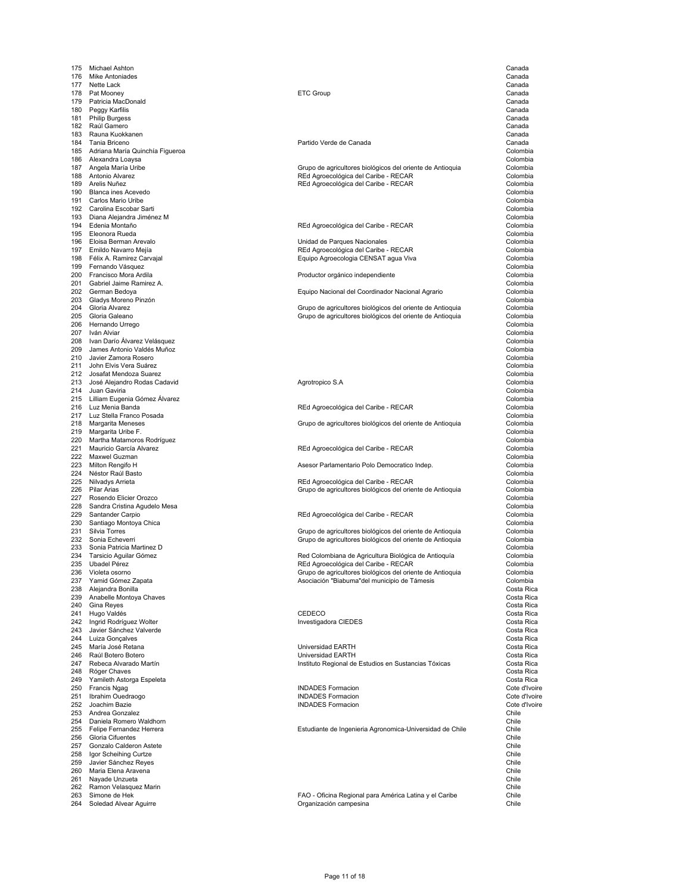| | | | |
|---|---|---|---|
| 175 | Michael Ashton | | Canada |
| 176 | Mike Antoniades | | Canada |
| 177 | Nette Lack | | Canada |
| 178 | Pat Mooney | ETC Group | Canada |
| 179 | Patricia MacDonald | | Canada |
| 180 | Peggy Karfilis | | Canada |
| 181 | Philip Burgess | | Canada |
| 182 | Raúl Gamero | | Canada |
| 183 | Rauna Kuokkanen | | Canada |
| 184 | Tania Briceno | Partido Verde de Canada | Canada |
| 185 | Adriana María Quinchía Figueroa | | Colombia |
| 186 | Alexandra Loaysa | | Colombia |
| 187 | Angela María Uribe | Grupo de agricultores biológicos del oriente de Antioquia | Colombia |
| 188 | Antonio Alvarez | REd Agroecológica del Caribe - RECAR | Colombia |
| 189 | Arelis Nuñez | REd Agroecológica del Caribe - RECAR | Colombia |
| 190 | Blanca ines Acevedo | | Colombia |
| 191 | Carlos Mario Uribe | | Colombia |
| 192 | Carolina Escobar Sarti | | Colombia |
| 193 | Diana Alejandra Jiménez M | | Colombia |
| 194 | Edenia Montaño | REd Agroecológica del Caribe - RECAR | Colombia |
| 195 | Eleonora Rueda | | Colombia |
| 196 | Eloisa Berman Arevalo | Unidad de Parques Nacionales | Colombia |
| 197 | Emildo Navarro Mejía | REd Agroecológica del Caribe - RECAR | Colombia |
| 198 | Félix A. Ramirez Carvajal | Equipo Agroecologia CENSAT agua Viva | Colombia |
| 199 | Fernando Vásquez | | Colombia |
| 200 | Francisco Mora Ardila | Productor orgánico independiente | Colombia |
| 201 | Gabriel Jaime Ramirez A. | | Colombia |
| 202 | German Bedoya | Equipo Nacional del Coordinador Nacional Agrario | Colombia |
| 203 | Gladys Moreno Pinzón | | Colombia |
| 204 | Gloria Alvarez | Grupo de agricultores biológicos del oriente de Antioquia | Colombia |
| 205 | Gloria Galeano | Grupo de agricultores biológicos del oriente de Antioquia | Colombia |
| 206 | Hernando Urrego | | Colombia |
| 207 | Iván Alviar | | Colombia |
| 208 | Ivan Darío Álvarez Velásquez | | Colombia |
| 209 | James Antonio Valdés Muñoz | | Colombia |
| 210 | Javier Zamora Rosero | | Colombia |
| 211 | John Elvis Vera Suárez | | Colombia |
| 212 | Josafat Mendoza Suarez | | Colombia |
| 213 | José Alejandro Rodas Cadavid | Agrotropico S.A | Colombia |
| 214 | Juan Gaviria | | Colombia |
| 215 | Lilliam Eugenia Gómez Álvarez | | Colombia |
| 216 | Luz Menia Banda | REd Agroecológica del Caribe - RECAR | Colombia |
| 217 | Luz Stella Franco Posada | | Colombia |
| 218 | Margarita Meneses | Grupo de agricultores biológicos del oriente de Antioquia | Colombia |
| 219 | Margarita Uribe F. | | Colombia |
| 220 | Martha Matamoros Rodríguez | | Colombia |
| 221 | Mauricio García Alvarez | REd Agroecológica del Caribe - RECAR | Colombia |
| 222 | Maxwel Guzman | | Colombia |
| 223 | Milton Rengifo H | Asesor Parlamentario Polo Democratico Indep. | Colombia |
| 224 | Néstor Raúl Basto | | Colombia |
| 225 | Nilvadys Arrieta | REd Agroecológica del Caribe - RECAR | Colombia |
| 226 | Pilar Arias | Grupo de agricultores biológicos del oriente de Antioquia | Colombia |
| 227 | Rosendo Elicier Orozco | | Colombia |
| 228 | Sandra Cristina Agudelo Mesa | | Colombia |
| 229 | Santander Carpio | REd Agroecológica del Caribe - RECAR | Colombia |
| 230 | Santiago Montoya Chica | | Colombia |
| 231 | Silvia Torres | Grupo de agricultores biológicos del oriente de Antioquia | Colombia |
| 232 | Sonia Echeverri | Grupo de agricultores biológicos del oriente de Antioquia | Colombia |
| 233 | Sonia Patricia Martinez D | | Colombia |
| 234 | Tarsicio Aguilar Gómez | Red Colombiana de Agricultura Biológica de Antioquía | Colombia |
| 235 | Ubadel Pérez | REd Agroecológica del Caribe - RECAR | Colombia |
| 236 | Violeta osorno | Grupo de agricultores biológicos del oriente de Antioquia | Colombia |
| 237 | Yamid Gómez Zapata | Asociación "Biabuma"del municipio de Támesis | Colombia |
| 238 | Alejandra Bonilla | | Costa Rica |
| 239 | Anabelle Montoya Chaves | | Costa Rica |
| 240 | Gina Reyes | | Costa Rica |
| 241 | Hugo Valdés | CEDECO | Costa Rica |
| 242 | Ingrid Rodríguez Wolter | Investigadora CIEDES | Costa Rica |
| 243 | Javier Sánchez Valverde | | Costa Rica |
| 244 | Luiza Gonçalves | | Costa Rica |
| 245 | María José Retana | Universidad EARTH | Costa Rica |
| 246 | Raúl Botero Botero | Universidad EARTH | Costa Rica |
| 247 | Rebeca Alvarado Martín | Instituto Regional de Estudios en Sustancias Tóxicas | Costa Rica |
| 248 | Róger Chaves | | Costa Rica |
| 249 | Yamileth Astorga Espeleta | | Costa Rica |
| 250 | Francis Ngag | INDADES Formacion | Cote d'Ivoire |
| 251 | Ibrahim Ouedraogo | INDADES Formacion | Cote d'Ivoire |
| 252 | Joachim Bazie | INDADES Formacion | Cote d'Ivoire |
| 253 | Andrea Gonzalez | | Chile |
| 254 | Daniela Romero Waldhorn | | Chile |
| 255 | Felipe Fernandez Herrera | Estudiante de Ingenieria Agronomica-Universidad de Chile | Chile |
| 256 | Gloria Cifuentes | | Chile |
| 257 | Gonzalo Calderon Astete | | Chile |
| 258 | Igor Scheihing Curtze | | Chile |
| 259 | Javier Sánchez Reyes | | Chile |
| 260 | Maria Elena Aravena | | Chile |
| 261 | Nayade Unzueta | | Chile |
| 262 | Ramon Velasquez Marin | | Chile |
| 263 | Simone de Hek | FAO - Oficina Regional para América Latina y el Caribe | Chile |
| 264 | Soledad Alvear Aguirre | Organización campesina | Chile |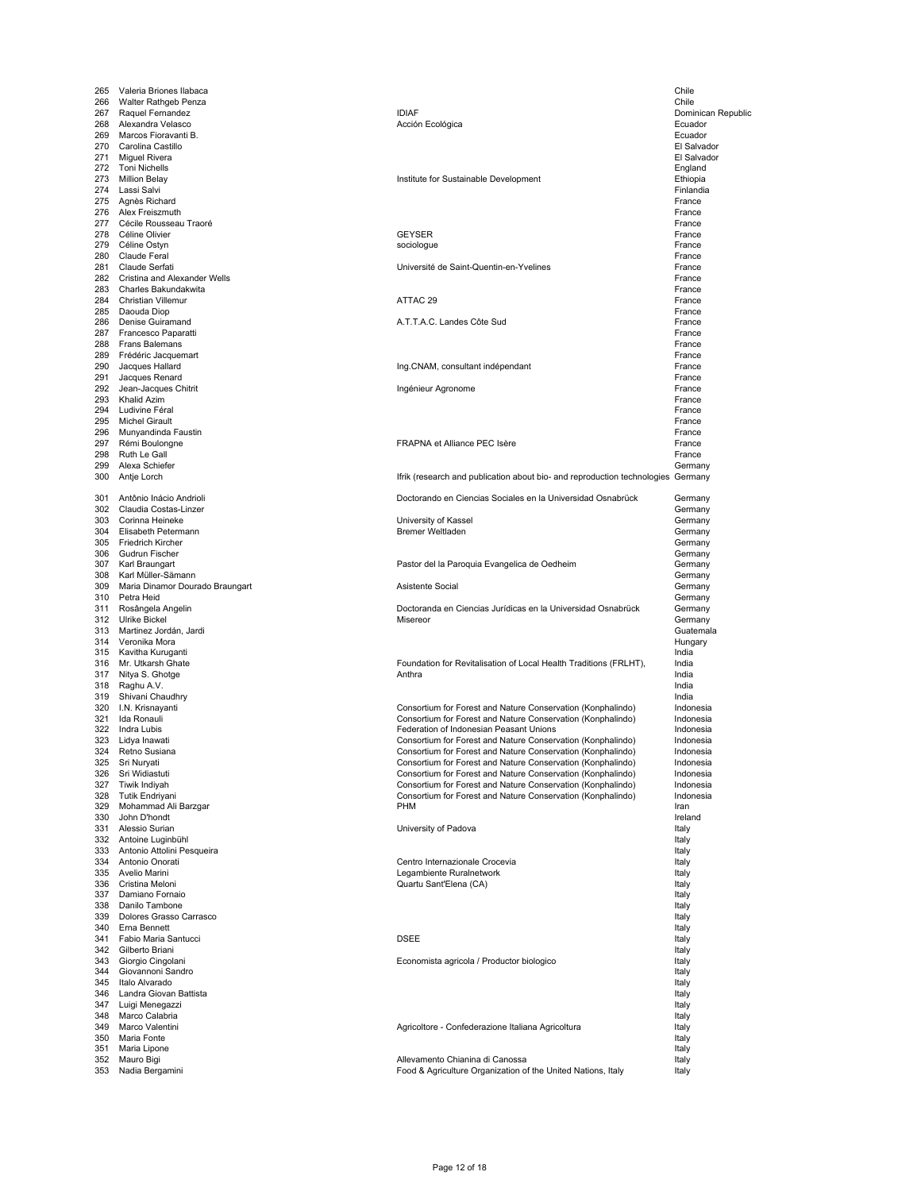| | | | |
|---|---|---|---|
| 265 | Valeria Briones Ilabaca | | Chile |
| 266 | Walter Rathgeb Penza | | Chile |
| 267 | Raquel Fernandez | IDIAF | Dominican Republic |
| 268 | Alexandra Velasco | Acción Ecológica | Ecuador |
| 269 | Marcos Fioravanti B. | | Ecuador |
| 270 | Carolina Castillo | | El Salvador |
| 271 | Miguel Rivera | | El Salvador |
| 272 | Toni Nichells | | England |
| 273 | Million Belay | Institute for Sustainable Development | Ethiopia |
| 274 | Lassi Salvi | | Finlandia |
| 275 | Agnès Richard | | France |
| 276 | Alex Freiszmuth | | France |
| 277 | Cécile Rousseau Traoré | | France |
| 278 | Céline Olivier | GEYSER | France |
| 279 | Céline Ostyn | sociologue | France |
| 280 | Claude Feral | | France |
| 281 | Claude Serfati | Université de Saint-Quentin-en-Yvelines | France |
| 282 | Cristina and Alexander Wells | | France |
| 283 | Charles Bakundakwita | | France |
| 284 | Christian Villemur | ATTAC 29 | France |
| 285 | Daouda Diop | | France |
| 286 | Denise Guiramand | A.T.T.A.C. Landes Côte Sud | France |
| 287 | Francesco Paparatti | | France |
| 288 | Frans Balemans | | France |
| 289 | Frédéric Jacquemart | | France |
| 290 | Jacques Hallard | Ing.CNAM, consultant indépendant | France |
| 291 | Jacques Renard | | France |
| 292 | Jean-Jacques Chitrit | Ingénieur Agronome | France |
| 293 | Khalid Azim | | France |
| 294 | Ludivine Féral | | France |
| 295 | Michel Girault | | France |
| 296 | Munyandinda Faustin | | France |
| 297 | Rémi Boulongne | FRAPNA et Alliance PEC Isère | France |
| 298 | Ruth Le Gall | | France |
| 299 | Alexa Schiefer | | Germany |
| 300 | Antje Lorch | Ifrik (research and publication about bio- and reproduction technologies | Germany |
| 301 | Antônio Inácio Andrioli | Doctorando en Ciencias Sociales en la Universidad Osnabrück | Germany |
| 302 | Claudia Costas-Linzer | | Germany |
| 303 | Corinna Heineke | University of Kassel | Germany |
| 304 | Elisabeth Petermann | Bremer Weltladen | Germany |
| 305 | Friedrich Kircher | | Germany |
| 306 | Gudrun Fischer | | Germany |
| 307 | Karl Braungart | Pastor del la Paroquia Evangelica de Oedheim | Germany |
| 308 | Karl Müller-Sämann | | Germany |
| 309 | Maria Dinamor Dourado Braungart | Asistente Social | Germany |
| 310 | Petra Heid | | Germany |
| 311 | Rosângela Angelin | Doctoranda en Ciencias Jurídicas en la Universidad Osnabrück | Germany |
| 312 | Ulrike Bickel | Misereor | Germany |
| 313 | Martinez Jordán, Jardi | | Guatemala |
| 314 | Veronika Mora | | Hungary |
| 315 | Kavitha Kuruganti | | India |
| 316 | Mr. Utkarsh Ghate | Foundation for Revitalisation of Local Health Traditions (FRLHT), | India |
| 317 | Nitya S. Ghotge | Anthra | India |
| 318 | Raghu A.V. | | India |
| 319 | Shivani Chaudhry | | India |
| 320 | I.N. Krisnayanti | Consortium for Forest and Nature Conservation (Konphalindo) | Indonesia |
| 321 | Ida Ronauli | Consortium for Forest and Nature Conservation (Konphalindo) | Indonesia |
| 322 | Indra Lubis | Federation of Indonesian Peasant Unions | Indonesia |
| 323 | Lidya Inawati | Consortium for Forest and Nature Conservation (Konphalindo) | Indonesia |
| 324 | Retno Susiana | Consortium for Forest and Nature Conservation (Konphalindo) | Indonesia |
| 325 | Sri Nuryati | Consortium for Forest and Nature Conservation (Konphalindo) | Indonesia |
| 326 | Sri Widiastuti | Consortium for Forest and Nature Conservation (Konphalindo) | Indonesia |
| 327 | Tiwik Indiyah | Consortium for Forest and Nature Conservation (Konphalindo) | Indonesia |
| 328 | Tutik Endriyani | Consortium for Forest and Nature Conservation (Konphalindo) | Indonesia |
| 329 | Mohammad Ali Barzgar | PHM | Iran |
| 330 | John D'hondt | | Ireland |
| 331 | Alessio Surian | University of Padova | Italy |
| 332 | Antoine Luginbühl | | Italy |
| 333 | Antonio Attolini Pesqueira | | Italy |
| 334 | Antonio Onorati | Centro Internazionale Crocevia | Italy |
| 335 | Avelio Marini | Legambiente Ruralnetwork | Italy |
| 336 | Cristina Meloni | Quartu Sant'Elena (CA) | Italy |
| 337 | Damiano Fornaio | | Italy |
| 338 | Danilo Tambone | | Italy |
| 339 | Dolores Grasso Carrasco | | Italy |
| 340 | Erna Bennett | | Italy |
| 341 | Fabio Maria Santucci | DSEE | Italy |
| 342 | Gilberto Briani | | Italy |
| 343 | Giorgio Cingolani | Economista agricola / Productor biologico | Italy |
| 344 | Giovannoni Sandro | | Italy |
| 345 | Italo Alvarado | | Italy |
| 346 | Landra Giovan Battista | | Italy |
| 347 | Luigi Menegazzi | | Italy |
| 348 | Marco Calabria | | Italy |
| 349 | Marco Valentini | Agricoltore - Confederazione Italiana Agricoltura | Italy |
| 350 | Maria Fonte | | Italy |
| 351 | Maria Lipone | | Italy |
| 352 | Mauro Bigi | Allevamento Chianina di Canossa | Italy |
| 353 | Nadia Bergamini | Food & Agriculture Organization of the United Nations, Italy | Italy |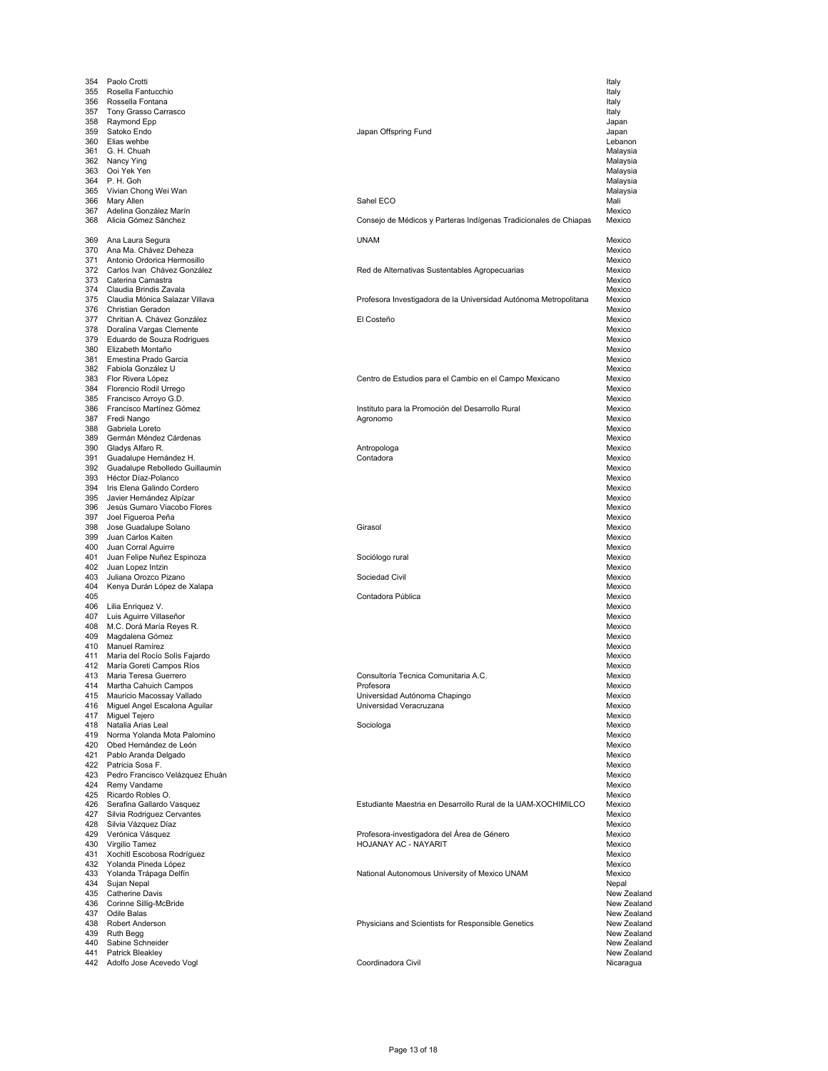| | | | |
|---|---|---|---|
| 354 | Paolo Crotti | | Italy |
| 355 | Rosella Fantucchio | | Italy |
| 356 | Rossella Fontana | | Italy |
| 357 | Tony Grasso Carrasco | | Italy |
| 358 | Raymond Epp | | Japan |
| 359 | Satoko Endo | Japan Offspring Fund | Japan |
| 360 | Elias wehbe | | Lebanon |
| 361 | G. H. Chuah | | Malaysia |
| 362 | Nancy Ying | | Malaysia |
| 363 | Ooi Yek Yen | | Malaysia |
| 364 | P. H. Goh | | Malaysia |
| 365 | Vivian Chong Wei Wan | | Malaysia |
| 366 | Mary Allen | Sahel ECO | Mali |
| 367 | Adelina González Marín | | Mexico |
| 368 | Alicia Gómez Sánchez | Consejo de Médicos y Parteras Indígenas Tradicionales de Chiapas | Mexico |
| 369 | Ana Laura Segura | UNAM | Mexico |
| 370 | Ana Ma. Chávez Deheza | | Mexico |
| 371 | Antonio Ordorica Hermosillo | | Mexico |
| 372 | Carlos Ivan Chávez González | Red de Alternativas Sustentables Agropecuarias | Mexico |
| 373 | Caterina Camastra | | Mexico |
| 374 | Claudia Brindis Zavala | | Mexico |
| 375 | Claudia Mónica Salazar Villava | Profesora Investigadora de la Universidad Autónoma Metropolitana | Mexico |
| 376 | Christian Geradon | | Mexico |
| 377 | Chritian A. Chávez González | El Costeño | Mexico |
| 378 | Doralina Vargas Clemente | | Mexico |
| 379 | Eduardo de Souza Rodrigues | | Mexico |
| 380 | Elizabeth Montaño | | Mexico |
| 381 | Ernestina Prado Garcia | | Mexico |
| 382 | Fabiola González U | | Mexico |
| 383 | Flor Rivera López | Centro de Estudios para el Cambio en el Campo Mexicano | Mexico |
| 384 | Florencio Rodil Urrego | | Mexico |
| 385 | Francisco Arroyo G.D. | | Mexico |
| 386 | Francisco Martínez Gómez | Instituto para la Promoción del Desarrollo Rural | Mexico |
| 387 | Fredi Nango | Agronomo | Mexico |
| 388 | Gabriela Loreto | | Mexico |
| 389 | Germán Méndez Cárdenas | | Mexico |
| 390 | Gladys Alfaro R. | Antropologa | Mexico |
| 391 | Guadalupe Hernández H. | Contadora | Mexico |
| 392 | Guadalupe Rebolledo Guillaumin | | Mexico |
| 393 | Héctor Díaz-Polanco | | Mexico |
| 394 | Iris Elena Galindo Cordero | | Mexico |
| 395 | Javier Hernández Alpízar | | Mexico |
| 396 | Jesús Gumaro Viacobo Flores | | Mexico |
| 397 | Joel Figueroa Peña | | Mexico |
| 398 | Jose Guadalupe Solano | Girasol | Mexico |
| 399 | Juan Carlos Kaiten | | Mexico |
| 400 | Juan Corral Aguirre | | Mexico |
| 401 | Juan Felipe Nuñez Espinoza | Sociólogo rural | Mexico |
| 402 | Juan Lopez Intzin | | Mexico |
| 403 | Juliana Orozco Pizano | Sociedad Civil | Mexico |
| 404 | Kenya Durán López de Xalapa | | Mexico |
| 405 | | Contadora Pública | Mexico |
| 406 | Lilia Enriquez V. | | Mexico |
| 407 | Luis Aguirre Villaseñor | | Mexico |
| 408 | M.C. Dorá María Reyes R. | | Mexico |
| 409 | Magdalena Gómez | | Mexico |
| 410 | Manuel Ramírez | | Mexico |
| 411 | Maria del Rocío Solis Fajardo | | Mexico |
| 412 | María Goreti Campos Ríos | | Mexico |
| 413 | Maria Teresa Guerrero | Consultoría Tecnica Comunitaria A.C. | Mexico |
| 414 | Martha Cahuich Campos | Profesora | Mexico |
| 415 | Mauricio Macossay Vallado | Universidad Autónoma Chapingo | Mexico |
| 416 | Miguel Angel Escalona Aguilar | Universidad Veracruzana | Mexico |
| 417 | Miguel Tejero | | Mexico |
| 418 | Natalia Arias Leal | Sociologa | Mexico |
| 419 | Norma Yolanda Mota Palomino | | Mexico |
| 420 | Obed Hernández de León | | Mexico |
| 421 | Pablo Aranda Delgado | | Mexico |
| 422 | Patricia Sosa F. | | Mexico |
| 423 | Pedro Francisco Velázquez Ehuán | | Mexico |
| 424 | Remy Vandame | | Mexico |
| 425 | Ricardo Robles O. | | Mexico |
| 426 | Serafina Gallardo Vasquez | Estudiante Maestria en Desarrollo Rural de la UAM-XOCHIMILCO | Mexico |
| 427 | Silvia Rodriguez Cervantes | | Mexico |
| 428 | Silvia Vázquez Díaz | | Mexico |
| 429 | Verónica Vásquez | Profesora-investigadora del Área de Género | Mexico |
| 430 | Virgilio Tamez | HOJANAY AC - NAYARIT | Mexico |
| 431 | Xochitl Escobosa Rodríguez | | Mexico |
| 432 | Yolanda Pineda López | | Mexico |
| 433 | Yolanda Trápaga Delfín | National Autonomous University of Mexico UNAM | Mexico |
| 434 | Sujan Nepal | | Nepal |
| 435 | Catherine Davis | | New Zealand |
| 436 | Corinne Sillig-McBride | | New Zealand |
| 437 | Odile Balas | | New Zealand |
| 438 | Robert Anderson | Physicians and Scientists for Responsible Genetics | New Zealand |
| 439 | Ruth Begg | | New Zealand |
| 440 | Sabine Schneider | | New Zealand |
| 441 | Patrick Bleakley | | New Zealand |
| 442 | Adolfo Jose Acevedo Vogl | Coordinadora Civil | Nicaragua |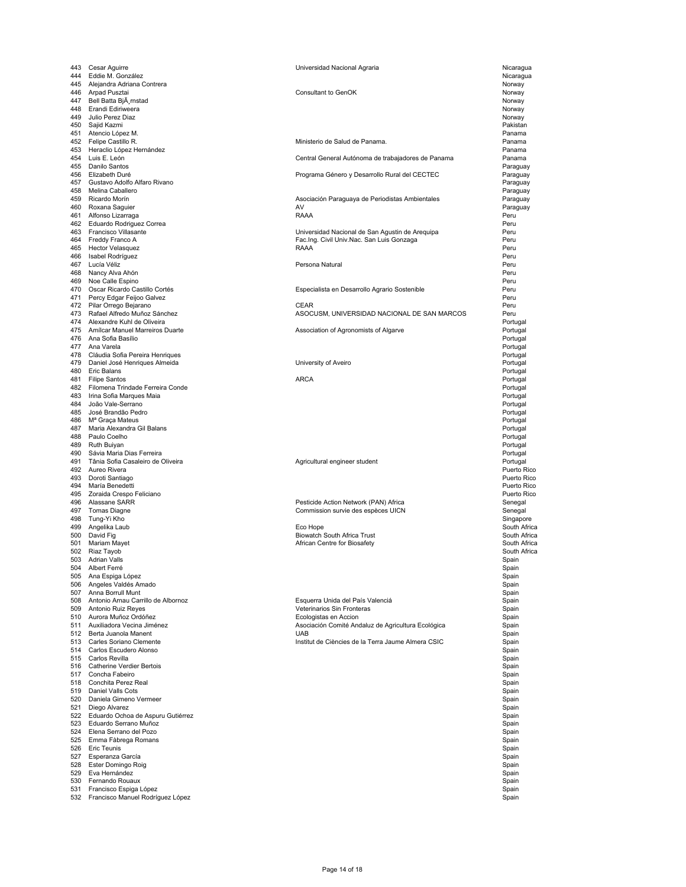| | | | |
|---|---|---|---|
| 443 | Cesar Aguirre | Universidad Nacional Agraria | Nicaragua |
| 444 | Eddie M. González | | Nicaragua |
| 445 | Alejandra Adriana Contrera | | Norway |
| 446 | Arpad Pusztai | Consultant to GenOK | Norway |
| 447 | Bell Batta BjÃ¸rnstad | | Norway |
| 448 | Erandi Ediriweera | | Norway |
| 449 | Julio Perez Diaz | | Norway |
| 450 | Sajid Kazmi | | Pakistan |
| 451 | Atencio López M. | | Panama |
| 452 | Felipe Castillo R. | Ministerio de Salud de Panama. | Panama |
| 453 | Heraclio López Hernández | | Panama |
| 454 | Luis E. León | Central General Autónoma de trabajadores de Panama | Panama |
| 455 | Danilo Santos | | Paraguay |
| 456 | Elizabeth Duré | Programa Género y Desarrollo Rural del CECTEC | Paraguay |
| 457 | Gustavo Adolfo Alfaro Rivano | | Paraguay |
| 458 | Melina Caballero | | Paraguay |
| 459 | Ricardo Morín | Asociación Paraguaya de Periodistas Ambientales | Paraguay |
| 460 | Roxana Saguier | AV | Paraguay |
| 461 | Alfonso Lizarraga | RAAA | Peru |
| 462 | Eduardo Rodriguez Correa | | Peru |
| 463 | Francisco Villasante | Universidad Nacional de San Agustin de Arequipa | Peru |
| 464 | Freddy Franco A | Fac.Ing. Civil Univ.Nac. San Luis Gonzaga | Peru |
| 465 | Hector Velasquez | RAAA | Peru |
| 466 | Isabel Rodríguez | | Peru |
| 467 | Lucía Véliz | Persona Natural | Peru |
| 468 | Nancy Alva Ahón | | Peru |
| 469 | Noe Calle Espino | | Peru |
| 470 | Oscar Ricardo Castillo Cortés | Especialista en Desarrollo Agrario Sostenible | Peru |
| 471 | Percy Edgar Feijoo Galvez | | Peru |
| 472 | Pilar Orrego Bejarano | CEAR | Peru |
| 473 | Rafael Alfredo Muñoz Sánchez | ASOCUSM, UNIVERSIDAD NACIONAL DE SAN MARCOS | Peru |
| 474 | Alexandre Kuhl de Oliveira | | Portugal |
| 475 | Amílcar Manuel Marreiros Duarte | Association of Agronomists of Algarve | Portugal |
| 476 | Ana Sofia Basílio | | Portugal |
| 477 | Ana Varela | | Portugal |
| 478 | Cláudia Sofia Pereira Henriques | | Portugal |
| 479 | Daniel José Henriques Almeida | University of Aveiro | Portugal |
| 480 | Eric Balans | | Portugal |
| 481 | Filipe Santos | ARCA | Portugal |
| 482 | Filomena Trindade Ferreira Conde | | Portugal |
| 483 | Irina Sofia Marques Maia | | Portugal |
| 484 | João Vale-Serrano | | Portugal |
| 485 | José Brandão Pedro | | Portugal |
| 486 | Mª Graça Mateus | | Portugal |
| 487 | Maria Alexandra Gil Balans | | Portugal |
| 488 | Paulo Coelho | | Portugal |
| 489 | Ruth Buiyan | | Portugal |
| 490 | Sávia Maria Dias Ferreira | | Portugal |
| 491 | Tânia Sofia Casaleiro de Oliveira | Agricultural engineer student | Portugal |
| 492 | Aureo Rivera | | Puerto Rico |
| 493 | Doroti Santiago | | Puerto Rico |
| 494 | María Benedetti | | Puerto Rico |
| 495 | Zoraida Crespo Feliciano | | Puerto Rico |
| 496 | Alassane SARR | Pesticide Action Network (PAN) Africa | Senegal |
| 497 | Tomas Diagne | Commission survie des espèces UICN | Senegal |
| 498 | Tung-Yi Kho | | Singapore |
| 499 | Angelika Laub | Eco Hope | South Africa |
| 500 | David Fig | Biowatch South Africa Trust | South Africa |
| 501 | Mariam Mayet | African Centre for Biosafety | South Africa |
| 502 | Riaz Tayob | | South Africa |
| 503 | Adrian Valls | | Spain |
| 504 | Albert Ferré | | Spain |
| 505 | Ana Espiga López | | Spain |
| 506 | Angeles Valdés Amado | | Spain |
| 507 | Anna Borrull Munt | | Spain |
| 508 | Antonio Arnau Carrillo de Albornoz | Esquerra Unida del País Valenciá | Spain |
| 509 | Antonio Ruiz Reyes | Veterinarios Sin Fronteras | Spain |
| 510 | Aurora Muñoz Ordóñez | Ecologistas en Accion | Spain |
| 511 | Auxiliadora Vecina Jiménez | Asociación Comité Andaluz de Agricultura Ecológica | Spain |
| 512 | Berta Juanola Manent | UAB | Spain |
| 513 | Carles Soriano Clemente | Institut de Ciències de la Terra Jaume Almera CSIC | Spain |
| 514 | Carlos Escudero Alonso | | Spain |
| 515 | Carlos Revilla | | Spain |
| 516 | Catherine Verdier Bertois | | Spain |
| 517 | Concha Fabeiro | | Spain |
| 518 | Conchita Perez Real | | Spain |
| 519 | Daniel Valls Cots | | Spain |
| 520 | Daniela Gimeno Vermeer | | Spain |
| 521 | Diego Alvarez | | Spain |
| 522 | Eduardo Ochoa de Aspuru Gutiérrez | | Spain |
| 523 | Eduardo Serrano Muñoz | | Spain |
| 524 | Elena Serrano del Pozo | | Spain |
| 525 | Emma Fàbrega Romans | | Spain |
| 526 | Eric Teunis | | Spain |
| 527 | Esperanza García | | Spain |
| 528 | Ester Domingo Roig | | Spain |
| 529 | Eva Hernández | | Spain |
| 530 | Fernando Rouaux | | Spain |
| 531 | Francisco Espiga López | | Spain |
| 532 | Francisco Manuel Rodríguez López | | Spain |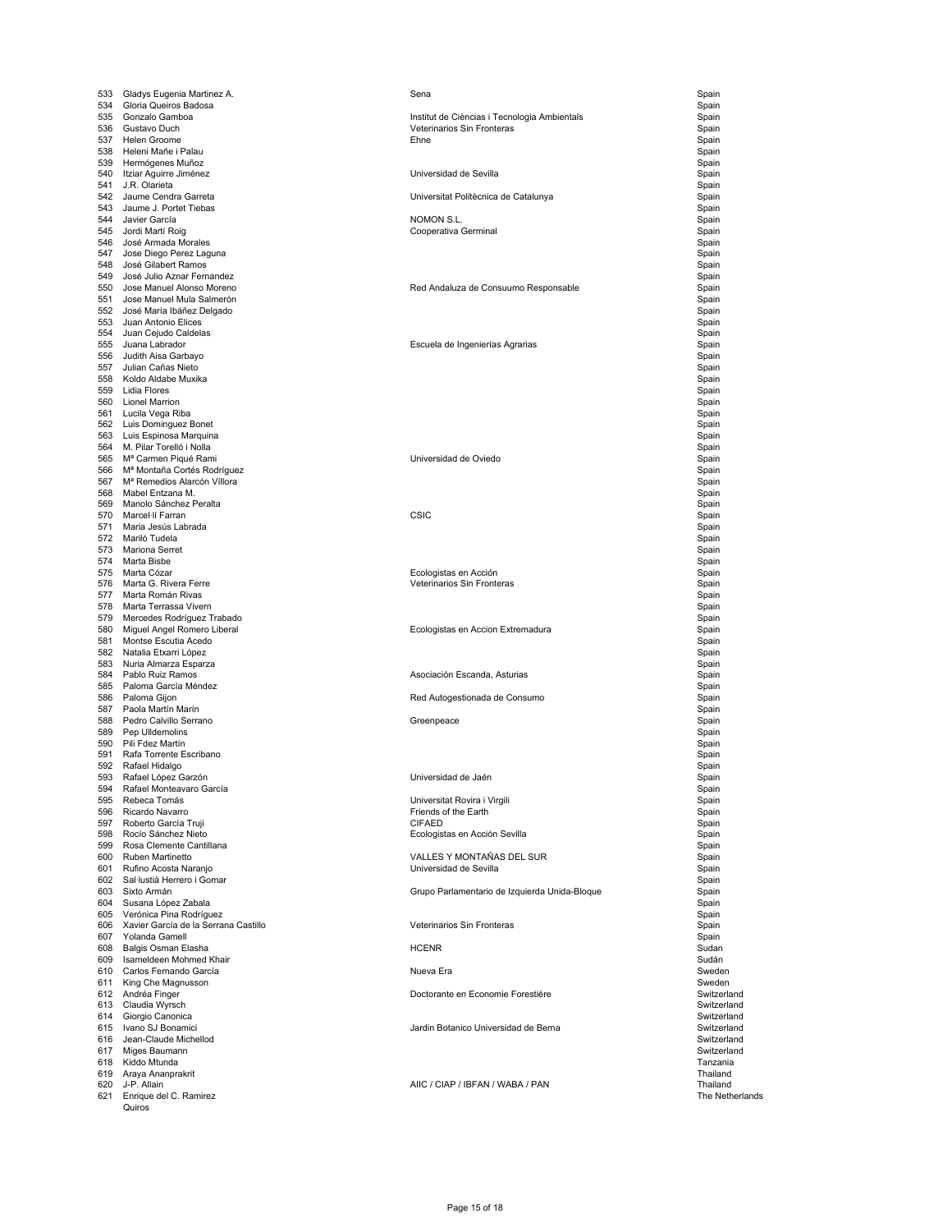| | | | |
|---|---|---|---|
| 533 | Gladys Eugenia Martinez A. | Sena | Spain |
| 534 | Gloria Queiros Badosa | | Spain |
| 535 | Gonzalo Gamboa | Institut de Ciències i Tecnologia Ambientals | Spain |
| 536 | Gustavo Duch | Veterinarios Sin Fronteras | Spain |
| 537 | Helen Groome | Ehne | Spain |
| 538 | Heleni Mañe i Palau | | Spain |
| 539 | Hermógenes Muñoz | | Spain |
| 540 | Itziar Aguirre Jiménez | Universidad de Sevilla | Spain |
| 541 | J.R. Olarieta | | Spain |
| 542 | Jaume Cendra Garreta | Universitat Politècnica de Catalunya | Spain |
| 543 | Jaume J. Portet Tiebas | | Spain |
| 544 | Javier García | NOMON S.L. | Spain |
| 545 | Jordi Martí Roig | Cooperativa Germinal | Spain |
| 546 | José Armada Morales | | Spain |
| 547 | Jose Diego Perez Laguna | | Spain |
| 548 | José Gilabert Ramos | | Spain |
| 549 | José Julio Aznar Fernandez | | Spain |
| 550 | Jose Manuel Alonso Moreno | Red Andaluza de Consuumo Responsable | Spain |
| 551 | Jose Manuel Mula Salmerón | | Spain |
| 552 | José María Ibáñez Delgado | | Spain |
| 553 | Juan Antonio Elices | | Spain |
| 554 | Juan Cejudo Caldelas | | Spain |
| 555 | Juana Labrador | Escuela de Ingenierías Agrarias | Spain |
| 556 | Judith Aisa Garbayo | | Spain |
| 557 | Julian Cañas Nieto | | Spain |
| 558 | Koldo Aldabe Muxika | | Spain |
| 559 | Lidia Flores | | Spain |
| 560 | Lionel Marrion | | Spain |
| 561 | Lucila Vega Riba | | Spain |
| 562 | Luis Dominguez Bonet | | Spain |
| 563 | Luis Espinosa Marquina | | Spain |
| 564 | M. Pilar Torelló i Nolla | | Spain |
| 565 | Mª Carmen Piqué Rami | Universidad de Oviedo | Spain |
| 566 | Mª Montaña Cortés Rodríguez | | Spain |
| 567 | Mª Remedios Alarcón Villora | | Spain |
| 568 | Mabel Entzana M. | | Spain |
| 569 | Manolo Sánchez Peralta | | Spain |
| 570 | Marcel·lí Farran | CSIC | Spain |
| 571 | Maria Jesús Labrada | | Spain |
| 572 | Mariló Tudela | | Spain |
| 573 | Mariona Serret | | Spain |
| 574 | Marta Bisbe | | Spain |
| 575 | Marta Cózar | Ecologistas en Acción | Spain |
| 576 | Marta G. Rivera Ferre | Veterinarios Sin Fronteras | Spain |
| 577 | Marta Román Rivas | | Spain |
| 578 | Marta Terrassa Vivern | | Spain |
| 579 | Mercedes Rodríguez Trabado | | Spain |
| 580 | Miguel Angel Romero Liberal | Ecologistas en Accion Extremadura | Spain |
| 581 | Montse Escutia Acedo | | Spain |
| 582 | Natalia Etxarri López | | Spain |
| 583 | Nuria Almarza Esparza | | Spain |
| 584 | Pablo Ruiz Ramos | Asociación Escanda, Asturias | Spain |
| 585 | Paloma García Méndez | | Spain |
| 586 | Paloma Gijon | Red Autogestionada de Consumo | Spain |
| 587 | Paola Martín Marín | | Spain |
| 588 | Pedro Calvillo Serrano | Greenpeace | Spain |
| 589 | Pep Ulldemolins | | Spain |
| 590 | Pili Fdez Martín | | Spain |
| 591 | Rafa Torrente Escribano | | Spain |
| 592 | Rafael Hidalgo | | Spain |
| 593 | Rafael López Garzón | Universidad de Jaén | Spain |
| 594 | Rafael Monteavaro García | | Spain |
| 595 | Rebeca Tomás | Universitat Rovira i Virgili | Spain |
| 596 | Ricardo Navarro | Friends of the Earth | Spain |
| 597 | Roberto García Truji | CIFAED | Spain |
| 598 | Rocío Sánchez Nieto | Ecologistas en Acción Sevilla | Spain |
| 599 | Rosa Clemente Cantillana | | Spain |
| 600 | Ruben Martinetto | VALLES Y MONTAÑAS DEL SUR | Spain |
| 601 | Rufino Acosta Naranjo | Universidad de Sevilla | Spain |
| 602 | Sal·lustià Herrero i Gomar | | Spain |
| 603 | Sixto Armán | Grupo Parlamentario de Izquierda Unida-Bloque | Spain |
| 604 | Susana López Zabala | | Spain |
| 605 | Verónica Pina Rodríguez | | Spain |
| 606 | Xavier García de la Serrana Castillo | Veterinarios Sin Fronteras | Spain |
| 607 | Yolanda Gamell | | Spain |
| 608 | Balgis Osman Elasha | HCENR | Sudan |
| 609 | Isameldeen Mohmed Khair | | Sudán |
| 610 | Carlos Fernando García | Nueva Era | Sweden |
| 611 | King Che Magnusson | | Sweden |
| 612 | Andréa Finger | Doctorante en Economie Forestière | Switzerland |
| 613 | Claudia Wyrsch | | Switzerland |
| 614 | Giorgio Canonica | | Switzerland |
| 615 | Ivano SJ Bonamici | Jardin Botanico Universidad de Berna | Switzerland |
| 616 | Jean-Claude Michellod | | Switzerland |
| 617 | Miges Baumann | | Switzerland |
| 618 | Kiddo Mtunda | | Tanzania |
| 619 | Araya Ananprakrit | | Thailand |
| 620 | J-P. Allain | AIIC / CIAP / IBFAN / WABA / PAN | Thailand |
| 621 | Enrique del C. Ramirez Quiros | | The Netherlands |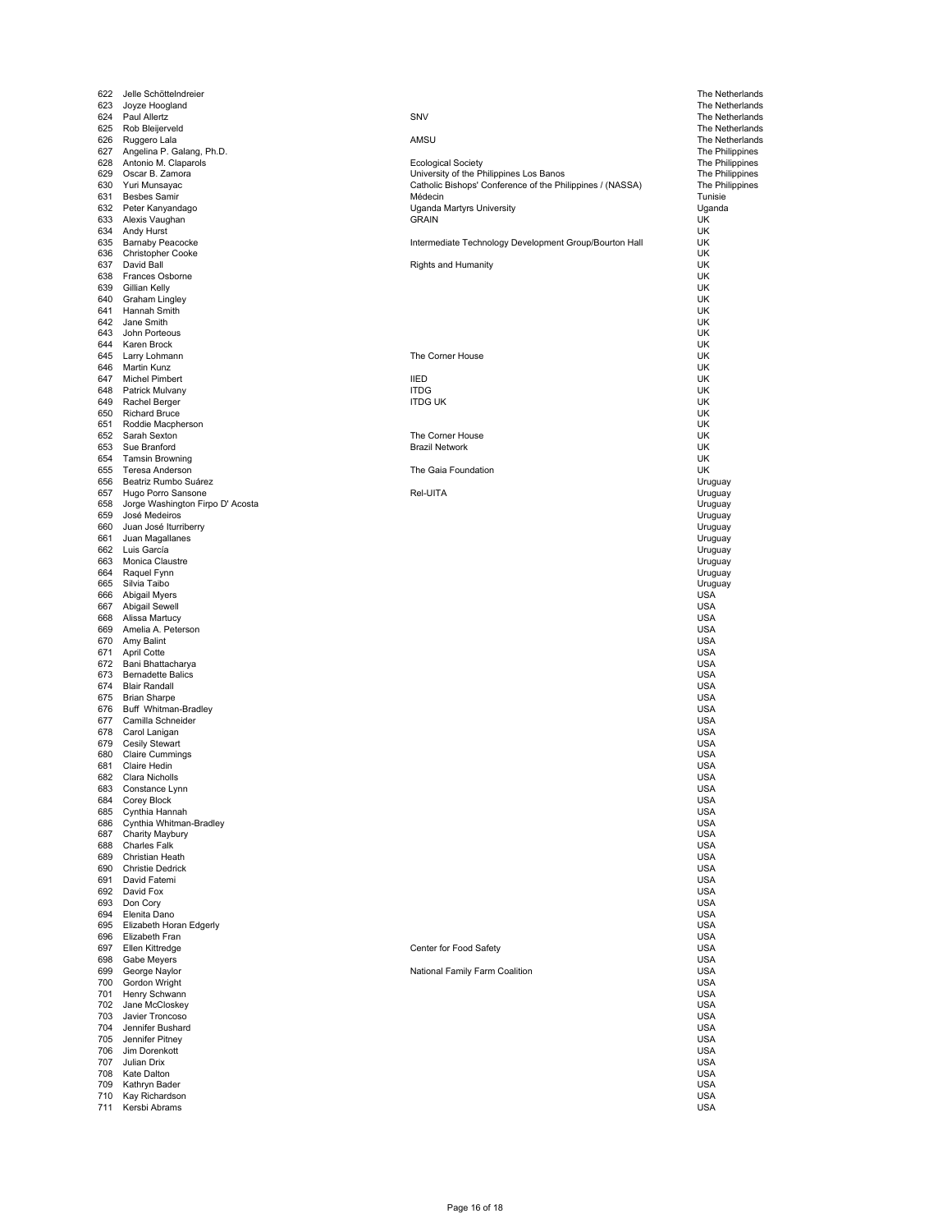| | | | |
|---|---|---|---|
| 622 | Jelle Schöttelndreier | | The Netherlands |
| 623 | Joyze Hoogland | | The Netherlands |
| 624 | Paul Allertz | SNV | The Netherlands |
| 625 | Rob Bleijerveld | | The Netherlands |
| 626 | Ruggero Lala | AMSU | The Netherlands |
| 627 | Angelina P. Galang, Ph.D. | | The Philippines |
| 628 | Antonio M. Claparols | Ecological Society | The Philippines |
| 629 | Oscar B. Zamora | University of the Philippines Los Banos | The Philippines |
| 630 | Yuri Munsayac | Catholic Bishops' Conference of the Philippines / (NASSA) | The Philippines |
| 631 | Besbes Samir | Médecin | Tunisie |
| 632 | Peter Kanyandago | Uganda Martyrs University | Uganda |
| 633 | Alexis Vaughan | GRAIN | UK |
| 634 | Andy Hurst | | UK |
| 635 | Barnaby Peacocke | Intermediate Technology Development Group/Bourton Hall | UK |
| 636 | Christopher Cooke | | UK |
| 637 | David Ball | Rights and Humanity | UK |
| 638 | Frances Osborne | | UK |
| 639 | Gillian Kelly | | UK |
| 640 | Graham Lingley | | UK |
| 641 | Hannah Smith | | UK |
| 642 | Jane Smith | | UK |
| 643 | John Porteous | | UK |
| 644 | Karen Brock | | UK |
| 645 | Larry Lohmann | The Corner House | UK |
| 646 | Martin Kunz | | UK |
| 647 | Michel Pimbert | IIED | UK |
| 648 | Patrick Mulvany | ITDG | UK |
| 649 | Rachel Berger | ITDG UK | UK |
| 650 | Richard Bruce | | UK |
| 651 | Roddie Macpherson | | UK |
| 652 | Sarah Sexton | The Corner House | UK |
| 653 | Sue Branford | Brazil Network | UK |
| 654 | Tamsin Browning | | UK |
| 655 | Teresa Anderson | The Gaia Foundation | UK |
| 656 | Beatriz Rumbo Suárez | | Uruguay |
| 657 | Hugo Porro Sansone | Rel-UITA | Uruguay |
| 658 | Jorge Washington Firpo D' Acosta | | Uruguay |
| 659 | José Medeiros | | Uruguay |
| 660 | Juan José Iturriberry | | Uruguay |
| 661 | Juan Magallanes | | Uruguay |
| 662 | Luis García | | Uruguay |
| 663 | Monica Claustre | | Uruguay |
| 664 | Raquel Fynn | | Uruguay |
| 665 | Silvia Taibo | | Uruguay |
| 666 | Abigail Myers | | USA |
| 667 | Abigail Sewell | | USA |
| 668 | Alissa Martucy | | USA |
| 669 | Amelia A. Peterson | | USA |
| 670 | Amy Balint | | USA |
| 671 | April Cotte | | USA |
| 672 | Bani Bhattacharya | | USA |
| 673 | Bernadette Balics | | USA |
| 674 | Blair Randall | | USA |
| 675 | Brian Sharpe | | USA |
| 676 | Buff Whitman-Bradley | | USA |
| 677 | Camilla Schneider | | USA |
| 678 | Carol Lanigan | | USA |
| 679 | Cesily Stewart | | USA |
| 680 | Claire Cummings | | USA |
| 681 | Claire Hedin | | USA |
| 682 | Clara Nicholls | | USA |
| 683 | Constance Lynn | | USA |
| 684 | Corey Block | | USA |
| 685 | Cynthia Hannah | | USA |
| 686 | Cynthia Whitman-Bradley | | USA |
| 687 | Charity Maybury | | USA |
| 688 | Charles Falk | | USA |
| 689 | Christian Heath | | USA |
| 690 | Christie Dedrick | | USA |
| 691 | David Fatemi | | USA |
| 692 | David Fox | | USA |
| 693 | Don Cory | | USA |
| 694 | Elenita Dano | | USA |
| 695 | Elizabeth Horan Edgerly | | USA |
| 696 | Elizabeth Fran | | USA |
| 697 | Ellen Kittredge | Center for Food Safety | USA |
| 698 | Gabe Meyers | | USA |
| 699 | George Naylor | National Family Farm Coalition | USA |
| 700 | Gordon Wright | | USA |
| 701 | Henry Schwann | | USA |
| 702 | Jane McCloskey | | USA |
| 703 | Javier Troncoso | | USA |
| 704 | Jennifer Bushard | | USA |
| 705 | Jennifer Pitney | | USA |
| 706 | Jim Dorenkott | | USA |
| 707 | Julian Drix | | USA |
| 708 | Kate Dalton | | USA |
| 709 | Kathryn Bader | | USA |
| 710 | Kay Richardson | | USA |
| 711 | Kersbi Abrams | | USA |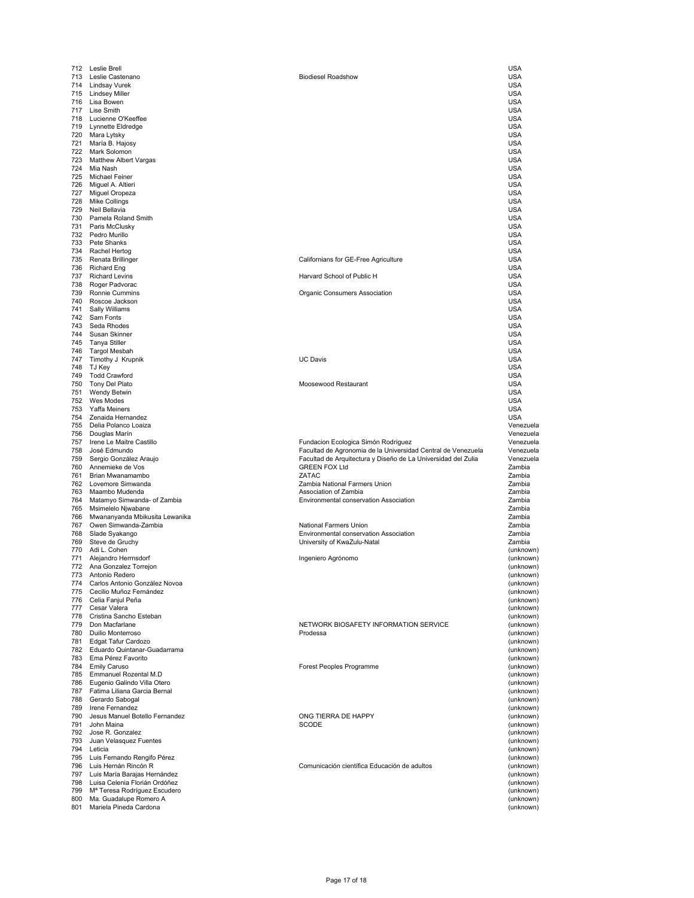| | | | |
|---|---|---|---|
| 712 | Leslie Brell | | USA |
| 713 | Leslie Castenano | Biodiesel Roadshow | USA |
| 714 | Lindsay Vurek | | USA |
| 715 | Lindsey Miller | | USA |
| 716 | Lisa Bowen | | USA |
| 717 | Lise Smith | | USA |
| 718 | Lucienne O'Keeffee | | USA |
| 719 | Lynnette Eldredge | | USA |
| 720 | Mara Lytsky | | USA |
| 721 | María B. Hajosy | | USA |
| 722 | Mark Solomon | | USA |
| 723 | Matthew Albert Vargas | | USA |
| 724 | Mia Nash | | USA |
| 725 | Michael Feiner | | USA |
| 726 | Miguel A. Altieri | | USA |
| 727 | Miguel Oropeza | | USA |
| 728 | Mike Collings | | USA |
| 729 | Neil Bellavia | | USA |
| 730 | Pamela Roland Smith | | USA |
| 731 | Paris McClusky | | USA |
| 732 | Pedro Murillo | | USA |
| 733 | Pete Shanks | | USA |
| 734 | Rachel Hertog | | USA |
| 735 | Renata Brillinger | Californians for GE-Free Agriculture | USA |
| 736 | Richard Eng | | USA |
| 737 | Richard Levins | Harvard School of Public H | USA |
| 738 | Roger Padvorac | | USA |
| 739 | Ronnie Cummins | Organic Consumers Association | USA |
| 740 | Roscoe Jackson | | USA |
| 741 | Sally Williams | | USA |
| 742 | Sam Fonts | | USA |
| 743 | Seda Rhodes | | USA |
| 744 | Susan Skinner | | USA |
| 745 | Tanya Stiller | | USA |
| 746 | Targol Mesbah | | USA |
| 747 | Timothy J Krupnik | UC Davis | USA |
| 748 | TJ Key | | USA |
| 749 | Todd Crawford | | USA |
| 750 | Tony Del Plato | Moosewood Restaurant | USA |
| 751 | Wendy Betwin | | USA |
| 752 | Wes Modes | | USA |
| 753 | Yaffa Meiners | | USA |
| 754 | Zenaida Hernandez | | USA |
| 755 | Delia Polanco Loaiza | | Venezuela |
| 756 | Douglas Marín | | Venezuela |
| 757 | Irene Le Maitre Castillo | Fundacion Ecologica Simón Rodríguez | Venezuela |
| 758 | José Edmundo | Facultad de Agronomia de la Universidad Central de Venezuela | Venezuela |
| 759 | Sergio González Araujo | Facultad de Arquitectura y Diseño de La Universidad del Zulia | Venezuela |
| 760 | Annemieke de Vos | GREEN FOX Ltd | Zambia |
| 761 | Brian Mwanamambo | ZATAC | Zambia |
| 762 | Lovemore Simwanda | Zambia National Farmers Union | Zambia |
| 763 | Maambo Mudenda | Association of Zambia | Zambia |
| 764 | Matamyo Simwanda- of Zambia | Environmental conservation Association | Zambia |
| 765 | Msimelelo Njwabane | | Zambia |
| 766 | Mwananyanda Mbikusita Lewanika | | Zambia |
| 767 | Owen Simwanda-Zambia | National Farmers Union | Zambia |
| 768 | Slade Syakango | Environmental conservation Association | Zambia |
| 769 | Steve de Gruchy | University of KwaZulu-Natal | Zambia |
| 770 | Adi L. Cohen | | (unknown) |
| 771 | Alejandro Herrnsdorf | Ingeniero Agrónomo | (unknown) |
| 772 | Ana Gonzalez Torrejon | | (unknown) |
| 773 | Antonio Redero | | (unknown) |
| 774 | Carlos Antonio González Novoa | | (unknown) |
| 775 | Cecilio Muñoz Fernández | | (unknown) |
| 776 | Celia Fanjul Peña | | (unknown) |
| 777 | Cesar Valera | | (unknown) |
| 778 | Cristina Sancho Esteban | | (unknown) |
| 779 | Don Macfarlane | NETWORK BIOSAFETY INFORMATION SERVICE | (unknown) |
| 780 | Duilio Monterroso | Prodessa | (unknown) |
| 781 | Edgat Tafur Cardozo | | (unknown) |
| 782 | Eduardo Quintanar-Guadarrama | | (unknown) |
| 783 | Ema Pérez Favorito | | (unknown) |
| 784 | Emily Caruso | Forest Peoples Programme | (unknown) |
| 785 | Emmanuel Rozental M.D | | (unknown) |
| 786 | Eugenio Galindo Villa Otero | | (unknown) |
| 787 | Fatima Liliana Garcia Bernal | | (unknown) |
| 788 | Gerardo Sabogal | | (unknown) |
| 789 | Irene Fernandez | | (unknown) |
| 790 | Jesus Manuel Botello Fernandez | ONG TIERRA DE HAPPY | (unknown) |
| 791 | John Maina | SCODE | (unknown) |
| 792 | Jose R. Gonzalez | | (unknown) |
| 793 | Juan Velasquez Fuentes | | (unknown) |
| 794 | Leticia | | (unknown) |
| 795 | Luis Fernando Rengifo Pérez | | (unknown) |
| 796 | Luis Hernán Rincón R | Comunicación científica Educación de adultos | (unknown) |
| 797 | Luis María Barajas Hernández | | (unknown) |
| 798 | Luisa Celenia Florián Ordóñez | | (unknown) |
| 799 | Mª Teresa Rodríguez Escudero | | (unknown) |
| 800 | Ma. Guadalupe Romero A | | (unknown) |
| 801 | Mariela Pineda Cardona | | (unknown) |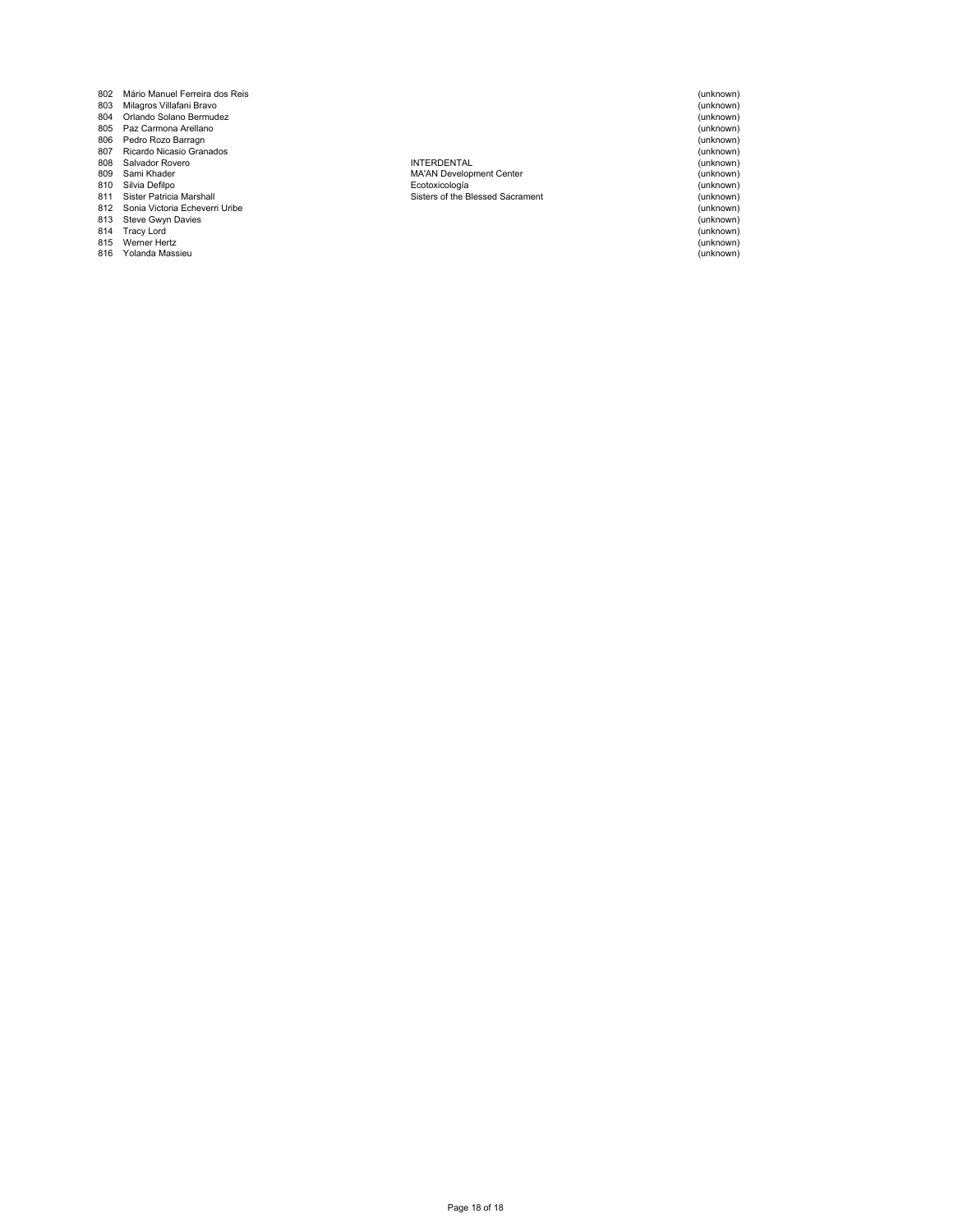| | | | |
|---|---|---|---|
| 802 | Mário Manuel Ferreira dos Reis | | (unknown) |
| 803 | Milagros Villafani Bravo | | (unknown) |
| 804 | Orlando Solano Bermudez | | (unknown) |
| 805 | Paz Carmona Arellano | | (unknown) |
| 806 | Pedro Rozo Barragn | | (unknown) |
| 807 | Ricardo Nicasio Granados | | (unknown) |
| 808 | Salvador Rovero | INTERDENTAL | (unknown) |
| 809 | Sami Khader | MA'AN Development Center | (unknown) |
| 810 | Silvia Defilpo | Ecotoxicología | (unknown) |
| 811 | Sister Patricia Marshall | Sisters of the Blessed Sacrament | (unknown) |
| 812 | Sonia Victoria Echeverri Uribe | | (unknown) |
| 813 | Steve Gwyn Davies | | (unknown) |
| 814 | Tracy Lord | | (unknown) |
| 815 | Werner Hertz | | (unknown) |
| 816 | Yolanda Massieu | | (unknown) |